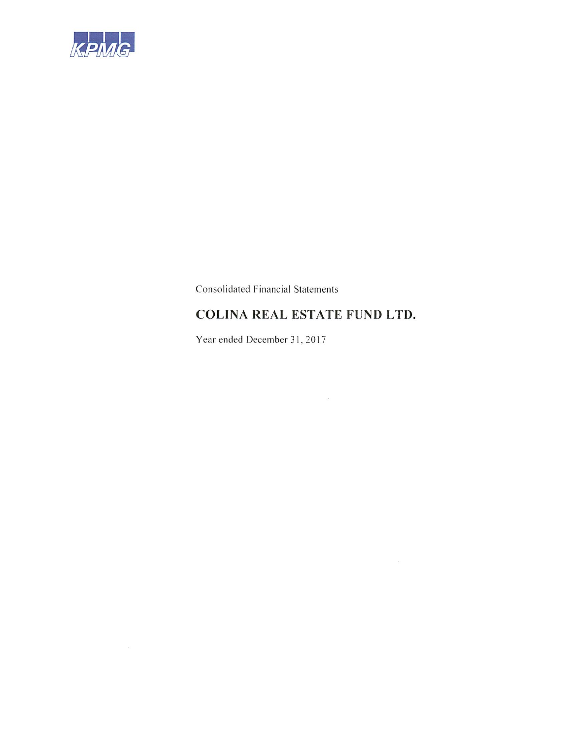KPMG

Consolidated Financial Statements

# COLINA REAL ESTATE FUND LTD.

Year ended December 31, 2017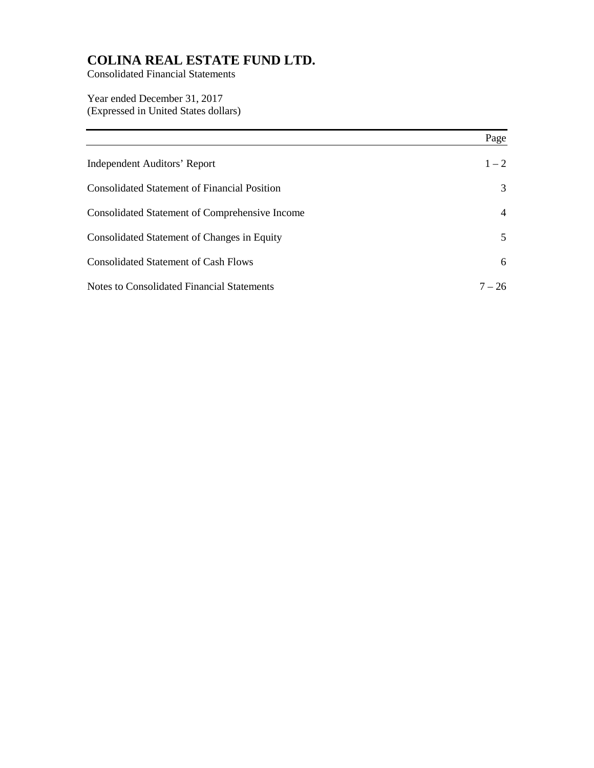# COLINA REAL ESTATE FUND LTD.

Consolidated Financial Statements

Year ended December 31, 2017
(Expressed in United States dollars)

| | Page |
|---|---|
| Independent Auditors' Report | 1 – 2 |
| Consolidated Statement of Financial Position | 3 |
| Consolidated Statement of Comprehensive Income | 4 |
| Consolidated Statement of Changes in Equity | 5 |
| Consolidated Statement of Cash Flows | 6 |
| Notes to Consolidated Financial Statements | 7 – 26 |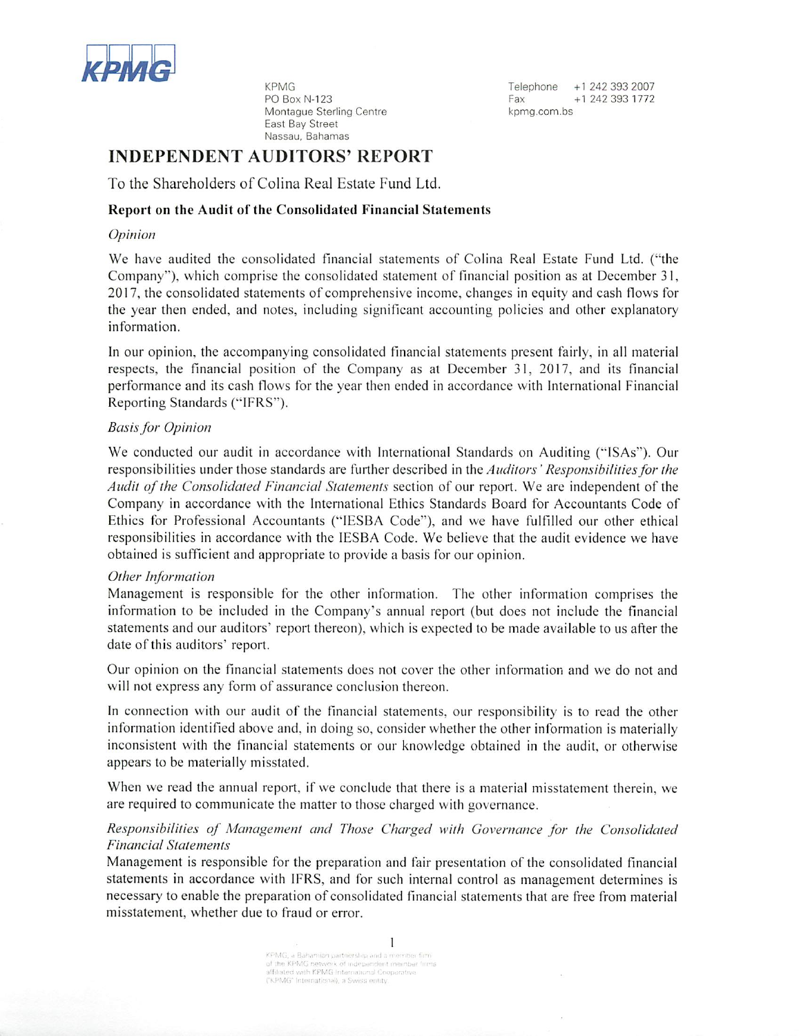KPMG
PO Box N-123
Montague Sterling Centre
East Bay Street
Nassau, Bahamas

Telephone +1 242 393 2007
Fax +1 242 393 1772
kpmg.com.bs

# INDEPENDENT AUDITORS' REPORT

To the Shareholders of Colina Real Estate Fund Ltd.

## Report on the Audit of the Consolidated Financial Statements

*Opinion*

We have audited the consolidated financial statements of Colina Real Estate Fund Ltd. ("the Company"), which comprise the consolidated statement of financial position as at December 31, 2017, the consolidated statements of comprehensive income, changes in equity and cash flows for the year then ended, and notes, including significant accounting policies and other explanatory information.

In our opinion, the accompanying consolidated financial statements present fairly, in all material respects, the financial position of the Company as at December 31, 2017, and its financial performance and its cash flows for the year then ended in accordance with International Financial Reporting Standards ("IFRS").

*Basis for Opinion*

We conducted our audit in accordance with International Standards on Auditing ("ISAs"). Our responsibilities under those standards are further described in the *Auditors' Responsibilities for the Audit of the Consolidated Financial Statements* section of our report. We are independent of the Company in accordance with the International Ethics Standards Board for Accountants Code of Ethics for Professional Accountants ("IESBA Code"), and we have fulfilled our other ethical responsibilities in accordance with the IESBA Code. We believe that the audit evidence we have obtained is sufficient and appropriate to provide a basis for our opinion.

*Other Information*

Management is responsible for the other information. The other information comprises the information to be included in the Company's annual report (but does not include the financial statements and our auditors' report thereon), which is expected to be made available to us after the date of this auditors' report.

Our opinion on the financial statements does not cover the other information and we do not and will not express any form of assurance conclusion thereon.

In connection with our audit of the financial statements, our responsibility is to read the other information identified above and, in doing so, consider whether the other information is materially inconsistent with the financial statements or our knowledge obtained in the audit, or otherwise appears to be materially misstated.

When we read the annual report, if we conclude that there is a material misstatement therein, we are required to communicate the matter to those charged with governance.

*Responsibilities of Management and Those Charged with Governance for the Consolidated Financial Statements*

Management is responsible for the preparation and fair presentation of the consolidated financial statements in accordance with IFRS, and for such internal control as management determines is necessary to enable the preparation of consolidated financial statements that are free from material misstatement, whether due to fraud or error.

KPMG, a Bahamian partnership and a member firm of the KPMG network of independent member firms affiliated with KPMG International Cooperative ("KPMG" International), a Swiss entity.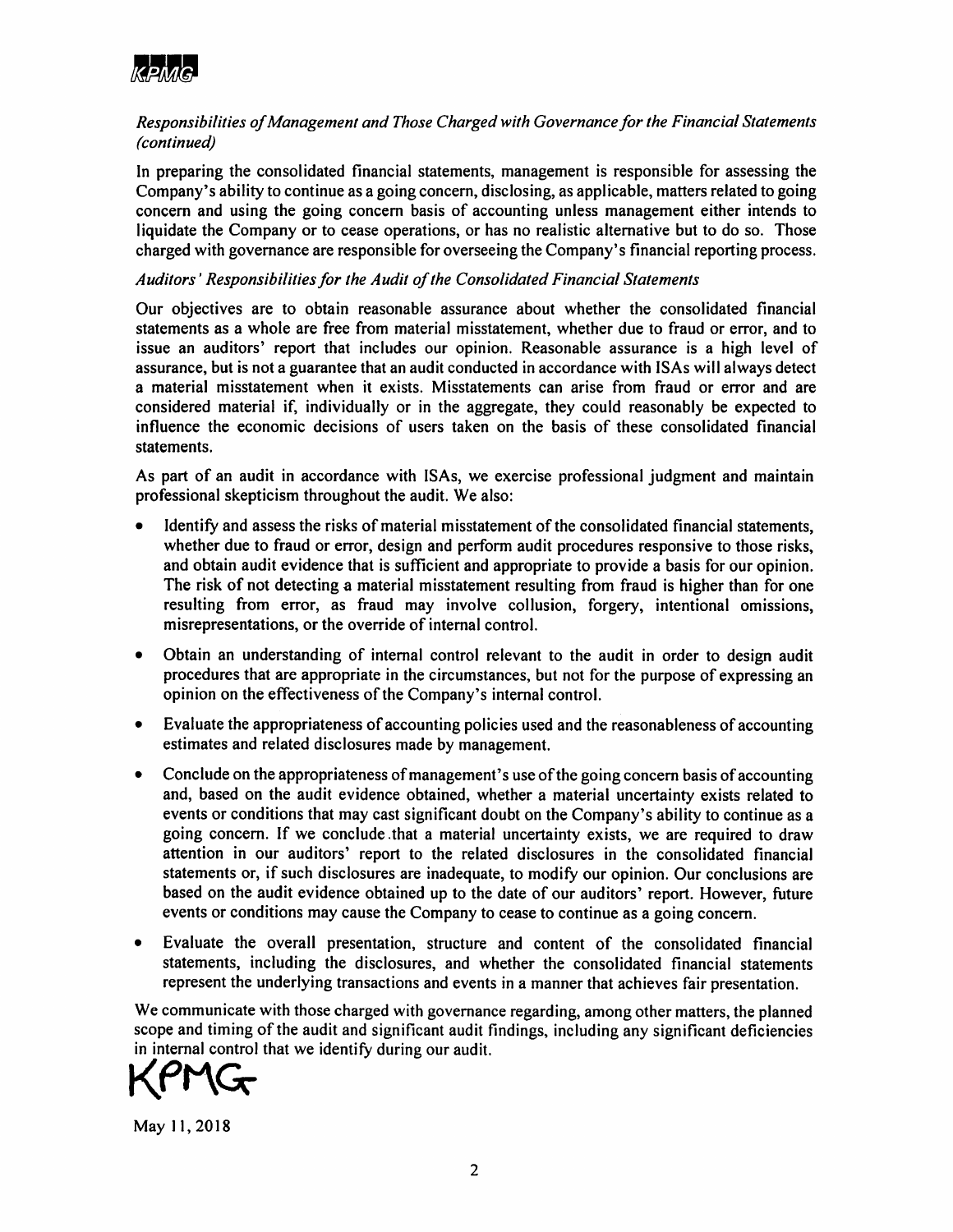*Responsibilities of Management and Those Charged with Governance for the Financial Statements (continued)*

In preparing the consolidated financial statements, management is responsible for assessing the Company's ability to continue as a going concern, disclosing, as applicable, matters related to going concern and using the going concern basis of accounting unless management either intends to liquidate the Company or to cease operations, or has no realistic alternative but to do so. Those charged with governance are responsible for overseeing the Company's financial reporting process.

*Auditors' Responsibilities for the Audit of the Consolidated Financial Statements*

Our objectives are to obtain reasonable assurance about whether the consolidated financial statements as a whole are free from material misstatement, whether due to fraud or error, and to issue an auditors' report that includes our opinion. Reasonable assurance is a high level of assurance, but is not a guarantee that an audit conducted in accordance with ISAs will always detect a material misstatement when it exists. Misstatements can arise from fraud or error and are considered material if, individually or in the aggregate, they could reasonably be expected to influence the economic decisions of users taken on the basis of these consolidated financial statements.

As part of an audit in accordance with ISAs, we exercise professional judgment and maintain professional skepticism throughout the audit. We also:

- Identify and assess the risks of material misstatement of the consolidated financial statements, whether due to fraud or error, design and perform audit procedures responsive to those risks, and obtain audit evidence that is sufficient and appropriate to provide a basis for our opinion. The risk of not detecting a material misstatement resulting from fraud is higher than for one resulting from error, as fraud may involve collusion, forgery, intentional omissions, misrepresentations, or the override of internal control.
- Obtain an understanding of internal control relevant to the audit in order to design audit procedures that are appropriate in the circumstances, but not for the purpose of expressing an opinion on the effectiveness of the Company's internal control.
- Evaluate the appropriateness of accounting policies used and the reasonableness of accounting estimates and related disclosures made by management.
- Conclude on the appropriateness of management's use of the going concern basis of accounting and, based on the audit evidence obtained, whether a material uncertainty exists related to events or conditions that may cast significant doubt on the Company's ability to continue as a going concern. If we conclude that a material uncertainty exists, we are required to draw attention in our auditors' report to the related disclosures in the consolidated financial statements or, if such disclosures are inadequate, to modify our opinion. Our conclusions are based on the audit evidence obtained up to the date of our auditors' report. However, future events or conditions may cause the Company to cease to continue as a going concern.
- Evaluate the overall presentation, structure and content of the consolidated financial statements, including the disclosures, and whether the consolidated financial statements represent the underlying transactions and events in a manner that achieves fair presentation.

We communicate with those charged with governance regarding, among other matters, the planned scope and timing of the audit and significant audit findings, including any significant deficiencies in internal control that we identify during our audit.

KPMG

May 11, 2018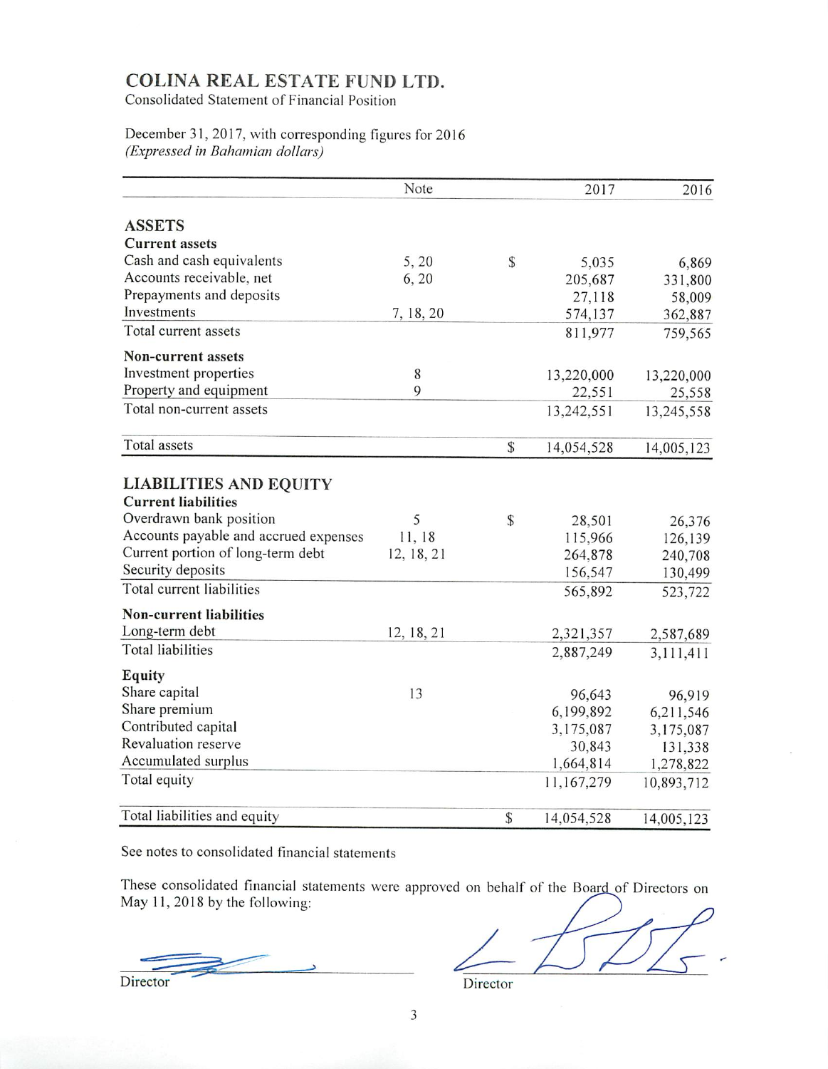# COLINA REAL ESTATE FUND LTD.

Consolidated Statement of Financial Position

December 31, 2017, with corresponding figures for 2016
*(Expressed in Bahamian dollars)*

| | Note | | 2017 | 2016 |
|---|---|---|---|---|
| **ASSETS** | | | | |
| **Current assets** | | | | |
| Cash and cash equivalents | 5, 20 | $ | 5,035 | 6,869 |
| Accounts receivable, net | 6, 20 | | 205,687 | 331,800 |
| Prepayments and deposits | | | 27,118 | 58,009 |
| Investments | 7, 18, 20 | | 574,137 | 362,887 |
| Total current assets | | | 811,977 | 759,565 |
| **Non-current assets** | | | | |
| Investment properties | 8 | | 13,220,000 | 13,220,000 |
| Property and equipment | 9 | | 22,551 | 25,558 |
| Total non-current assets | | | 13,242,551 | 13,245,558 |
| Total assets | | $ | 14,054,528 | 14,005,123 |
| **LIABILITIES AND EQUITY** | | | | |
| **Current liabilities** | | | | |
| Overdrawn bank position | 5 | $ | 28,501 | 26,376 |
| Accounts payable and accrued expenses | 11, 18 | | 115,966 | 126,139 |
| Current portion of long-term debt | 12, 18, 21 | | 264,878 | 240,708 |
| Security deposits | | | 156,547 | 130,499 |
| Total current liabilities | | | 565,892 | 523,722 |
| **Non-current liabilities** | | | | |
| Long-term debt | 12, 18, 21 | | 2,321,357 | 2,587,689 |
| Total liabilities | | | 2,887,249 | 3,111,411 |
| **Equity** | | | | |
| Share capital | 13 | | 96,643 | 96,919 |
| Share premium | | | 6,199,892 | 6,211,546 |
| Contributed capital | | | 3,175,087 | 3,175,087 |
| Revaluation reserve | | | 30,843 | 131,338 |
| Accumulated surplus | | | 1,664,814 | 1,278,822 |
| Total equity | | | 11,167,279 | 10,893,712 |
| Total liabilities and equity | | $ | 14,054,528 | 14,005,123 |

See notes to consolidated financial statements

These consolidated financial statements were approved on behalf of the Board of Directors on May 11, 2018 by the following:

Director                                        Director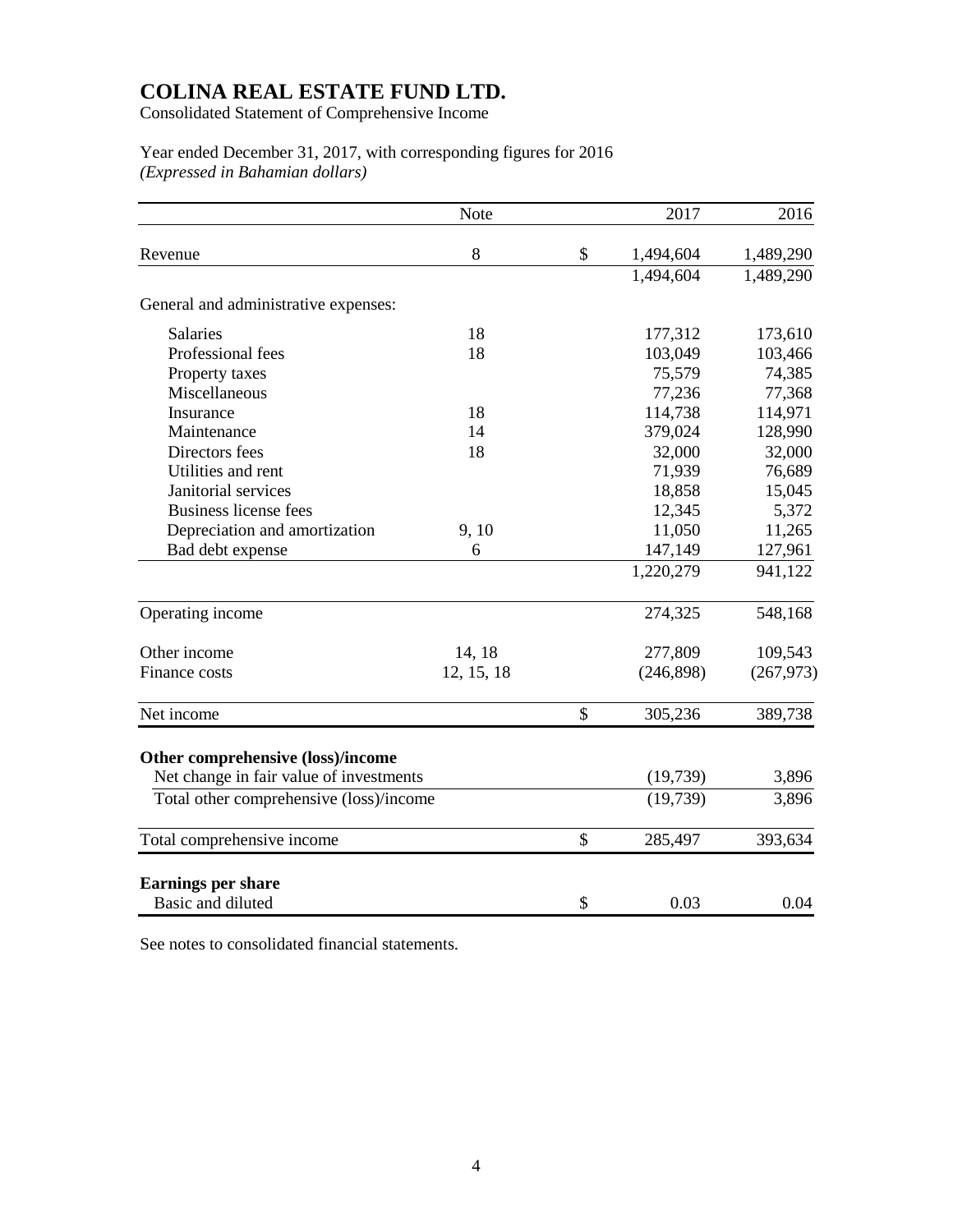# COLINA REAL ESTATE FUND LTD.

Consolidated Statement of Comprehensive Income

Year ended December 31, 2017, with corresponding figures for 2016
*(Expressed in Bahamian dollars)*

| | Note | | 2017 | 2016 |
|---|---|---|---|---|
| Revenue | 8 | $ | 1,494,604 | 1,489,290 |
| | | | 1,494,604 | 1,489,290 |
| General and administrative expenses: | | | | |
| Salaries | 18 | | 177,312 | 173,610 |
| Professional fees | 18 | | 103,049 | 103,466 |
| Property taxes | | | 75,579 | 74,385 |
| Miscellaneous | | | 77,236 | 77,368 |
| Insurance | 18 | | 114,738 | 114,971 |
| Maintenance | 14 | | 379,024 | 128,990 |
| Directors fees | 18 | | 32,000 | 32,000 |
| Utilities and rent | | | 71,939 | 76,689 |
| Janitorial services | | | 18,858 | 15,045 |
| Business license fees | | | 12,345 | 5,372 |
| Depreciation and amortization | 9, 10 | | 11,050 | 11,265 |
| Bad debt expense | 6 | | 147,149 | 127,961 |
| | | | 1,220,279 | 941,122 |
| Operating income | | | 274,325 | 548,168 |
| Other income | 14, 18 | | 277,809 | 109,543 |
| Finance costs | 12, 15, 18 | | (246,898) | (267,973) |
| Net income | | $ | 305,236 | 389,738 |
| **Other comprehensive (loss)/income** | | | | |
| Net change in fair value of investments | | | (19,739) | 3,896 |
| Total other comprehensive (loss)/income | | | (19,739) | 3,896 |
| Total comprehensive income | | $ | 285,497 | 393,634 |
| **Earnings per share** | | | | |
| Basic and diluted | | $ | 0.03 | 0.04 |

See notes to consolidated financial statements.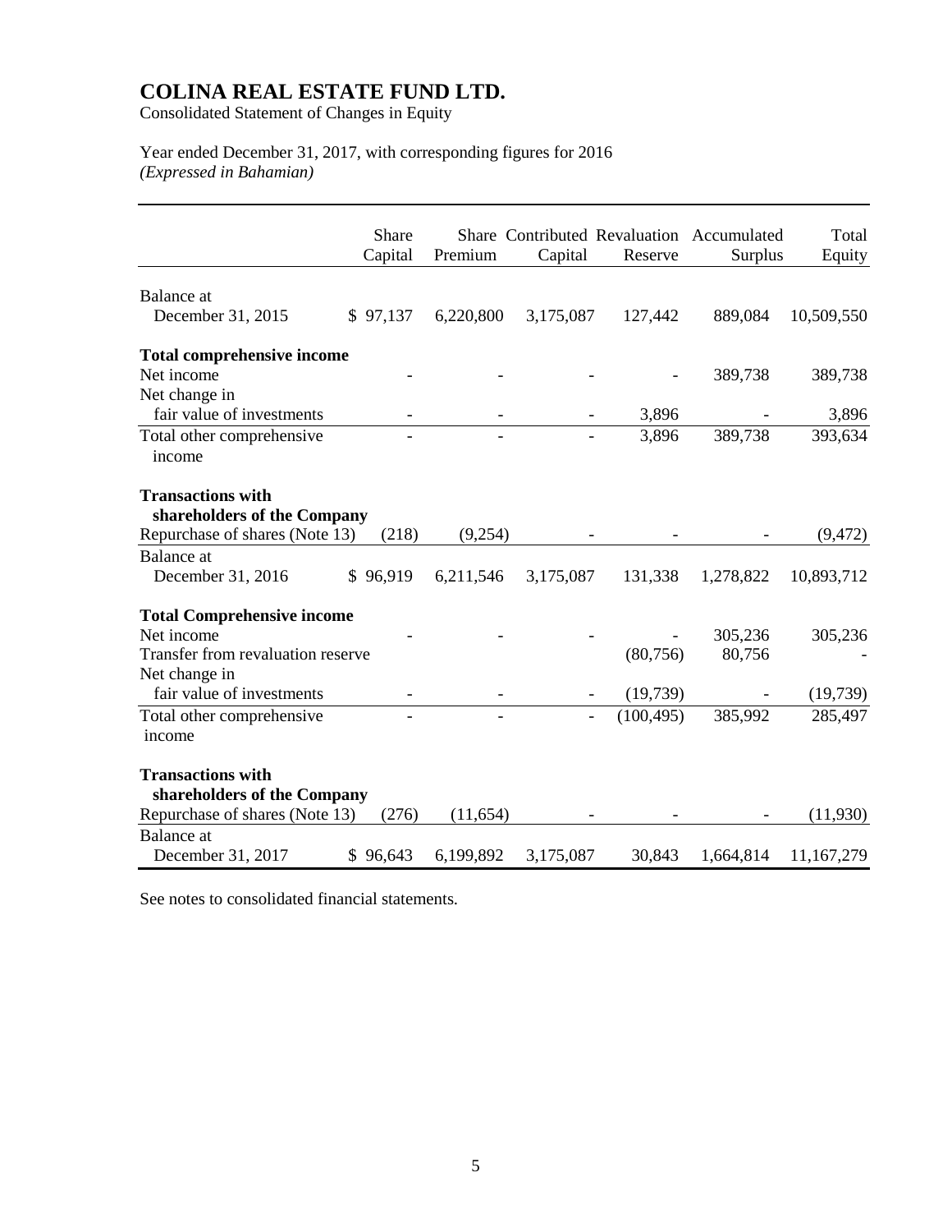# COLINA REAL ESTATE FUND LTD.

Consolidated Statement of Changes in Equity

Year ended December 31, 2017, with corresponding figures for 2016
*(Expressed in Bahamian)*

| | Share Capital | Share Premium | Contributed Capital | Revaluation Reserve | Accumulated Surplus | Total Equity |
|---|---|---|---|---|---|---|
| Balance at December 31, 2015 | $ 97,137 | 6,220,800 | 3,175,087 | 127,442 | 889,084 | 10,509,550 |
| **Total comprehensive income** | | | | | | |
| Net income | - | - | - | - | 389,738 | 389,738 |
| Net change in fair value of investments | - | - | - | 3,896 | - | 3,896 |
| Total other comprehensive income | - | - | - | 3,896 | 389,738 | 393,634 |
| **Transactions with shareholders of the Company** | | | | | | |
| Repurchase of shares (Note 13) | (218) | (9,254) | - | - | - | (9,472) |
| Balance at December 31, 2016 | $ 96,919 | 6,211,546 | 3,175,087 | 131,338 | 1,278,822 | 10,893,712 |
| **Total Comprehensive income** | | | | | | |
| Net income | - | - | - | - | 305,236 | 305,236 |
| Transfer from revaluation reserve | | | | (80,756) | 80,756 | - |
| Net change in fair value of investments | - | - | - | (19,739) | - | (19,739) |
| Total other comprehensive income | - | - | - | (100,495) | 385,992 | 285,497 |
| **Transactions with shareholders of the Company** | | | | | | |
| Repurchase of shares (Note 13) | (276) | (11,654) | - | - | - | (11,930) |
| Balance at December 31, 2017 | $ 96,643 | 6,199,892 | 3,175,087 | 30,843 | 1,664,814 | 11,167,279 |

See notes to consolidated financial statements.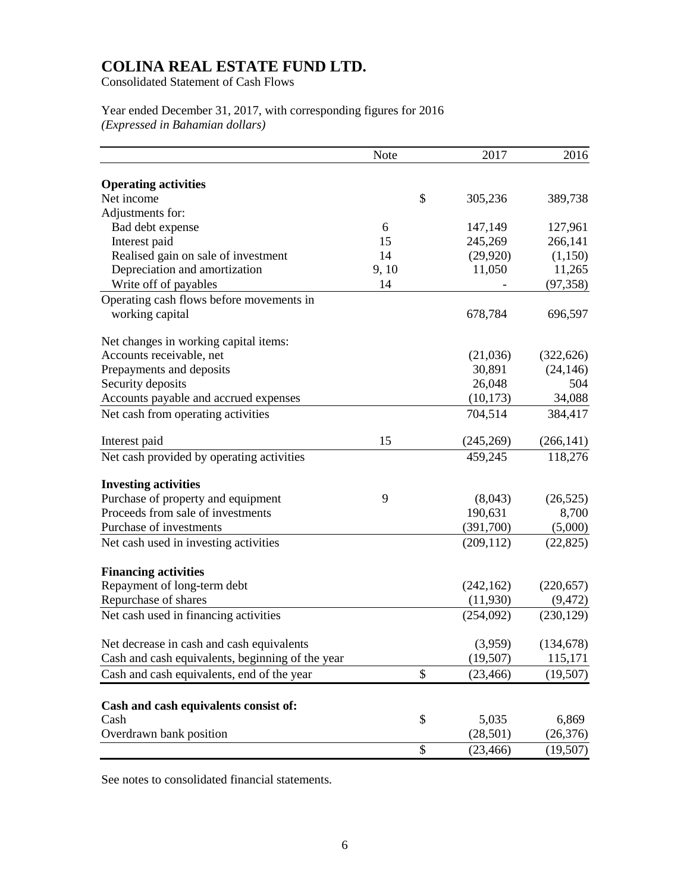# COLINA REAL ESTATE FUND LTD.

Consolidated Statement of Cash Flows

Year ended December 31, 2017, with corresponding figures for 2016
*(Expressed in Bahamian dollars)*

| | Note | | 2017 | 2016 |
|---|---|---|---|---|
| **Operating activities** | | | | |
| Net income | | $ | 305,236 | 389,738 |
| Adjustments for: | | | | |
| Bad debt expense | 6 | | 147,149 | 127,961 |
| Interest paid | 15 | | 245,269 | 266,141 |
| Realised gain on sale of investment | 14 | | (29,920) | (1,150) |
| Depreciation and amortization | 9, 10 | | 11,050 | 11,265 |
| Write off of payables | 14 | | - | (97,358) |
| Operating cash flows before movements in working capital | | | 678,784 | 696,597 |
| Net changes in working capital items: | | | | |
| Accounts receivable, net | | | (21,036) | (322,626) |
| Prepayments and deposits | | | 30,891 | (24,146) |
| Security deposits | | | 26,048 | 504 |
| Accounts payable and accrued expenses | | | (10,173) | 34,088 |
| Net cash from operating activities | | | 704,514 | 384,417 |
| Interest paid | 15 | | (245,269) | (266,141) |
| Net cash provided by operating activities | | | 459,245 | 118,276 |
| **Investing activities** | | | | |
| Purchase of property and equipment | 9 | | (8,043) | (26,525) |
| Proceeds from sale of investments | | | 190,631 | 8,700 |
| Purchase of investments | | | (391,700) | (5,000) |
| Net cash used in investing activities | | | (209,112) | (22,825) |
| **Financing activities** | | | | |
| Repayment of long-term debt | | | (242,162) | (220,657) |
| Repurchase of shares | | | (11,930) | (9,472) |
| Net cash used in financing activities | | | (254,092) | (230,129) |
| Net decrease in cash and cash equivalents | | | (3,959) | (134,678) |
| Cash and cash equivalents, beginning of the year | | | (19,507) | 115,171 |
| Cash and cash equivalents, end of the year | | $ | (23,466) | (19,507) |
| **Cash and cash equivalents consist of:** | | | | |
| Cash | | $ | 5,035 | 6,869 |
| Overdrawn bank position | | | (28,501) | (26,376) |
| | | $ | (23,466) | (19,507) |

See notes to consolidated financial statements.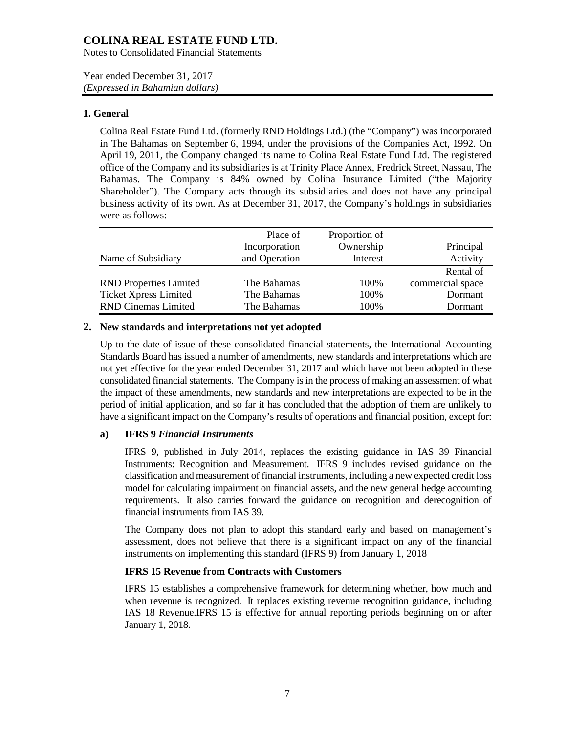# COLINA REAL ESTATE FUND LTD.

Notes to Consolidated Financial Statements

Year ended December 31, 2017
*(Expressed in Bahamian dollars)*

## 1. General

Colina Real Estate Fund Ltd. (formerly RND Holdings Ltd.) (the "Company") was incorporated in The Bahamas on September 6, 1994, under the provisions of the Companies Act, 1992. On April 19, 2011, the Company changed its name to Colina Real Estate Fund Ltd. The registered office of the Company and its subsidiaries is at Trinity Place Annex, Fredrick Street, Nassau, The Bahamas. The Company is 84% owned by Colina Insurance Limited ("the Majority Shareholder"). The Company acts through its subsidiaries and does not have any principal business activity of its own. As at December 31, 2017, the Company's holdings in subsidiaries were as follows:

| Name of Subsidiary | Place of Incorporation and Operation | Proportion of Ownership Interest | Principal Activity |
|---|---|---|---|
| RND Properties Limited | The Bahamas | 100% | Rental of commercial space |
| Ticket Xpress Limited | The Bahamas | 100% | Dormant |
| RND Cinemas Limited | The Bahamas | 100% | Dormant |

## 2. New standards and interpretations not yet adopted

Up to the date of issue of these consolidated financial statements, the International Accounting Standards Board has issued a number of amendments, new standards and interpretations which are not yet effective for the year ended December 31, 2017 and which have not been adopted in these consolidated financial statements. The Company is in the process of making an assessment of what the impact of these amendments, new standards and new interpretations are expected to be in the period of initial application, and so far it has concluded that the adoption of them are unlikely to have a significant impact on the Company's results of operations and financial position, except for:

### a) IFRS 9 *Financial Instruments*

IFRS 9, published in July 2014, replaces the existing guidance in IAS 39 Financial Instruments: Recognition and Measurement. IFRS 9 includes revised guidance on the classification and measurement of financial instruments, including a new expected credit loss model for calculating impairment on financial assets, and the new general hedge accounting requirements. It also carries forward the guidance on recognition and derecognition of financial instruments from IAS 39.

The Company does not plan to adopt this standard early and based on management's assessment, does not believe that there is a significant impact on any of the financial instruments on implementing this standard (IFRS 9) from January 1, 2018

### IFRS 15 Revenue from Contracts with Customers

IFRS 15 establishes a comprehensive framework for determining whether, how much and when revenue is recognized. It replaces existing revenue recognition guidance, including IAS 18 Revenue.IFRS 15 is effective for annual reporting periods beginning on or after January 1, 2018.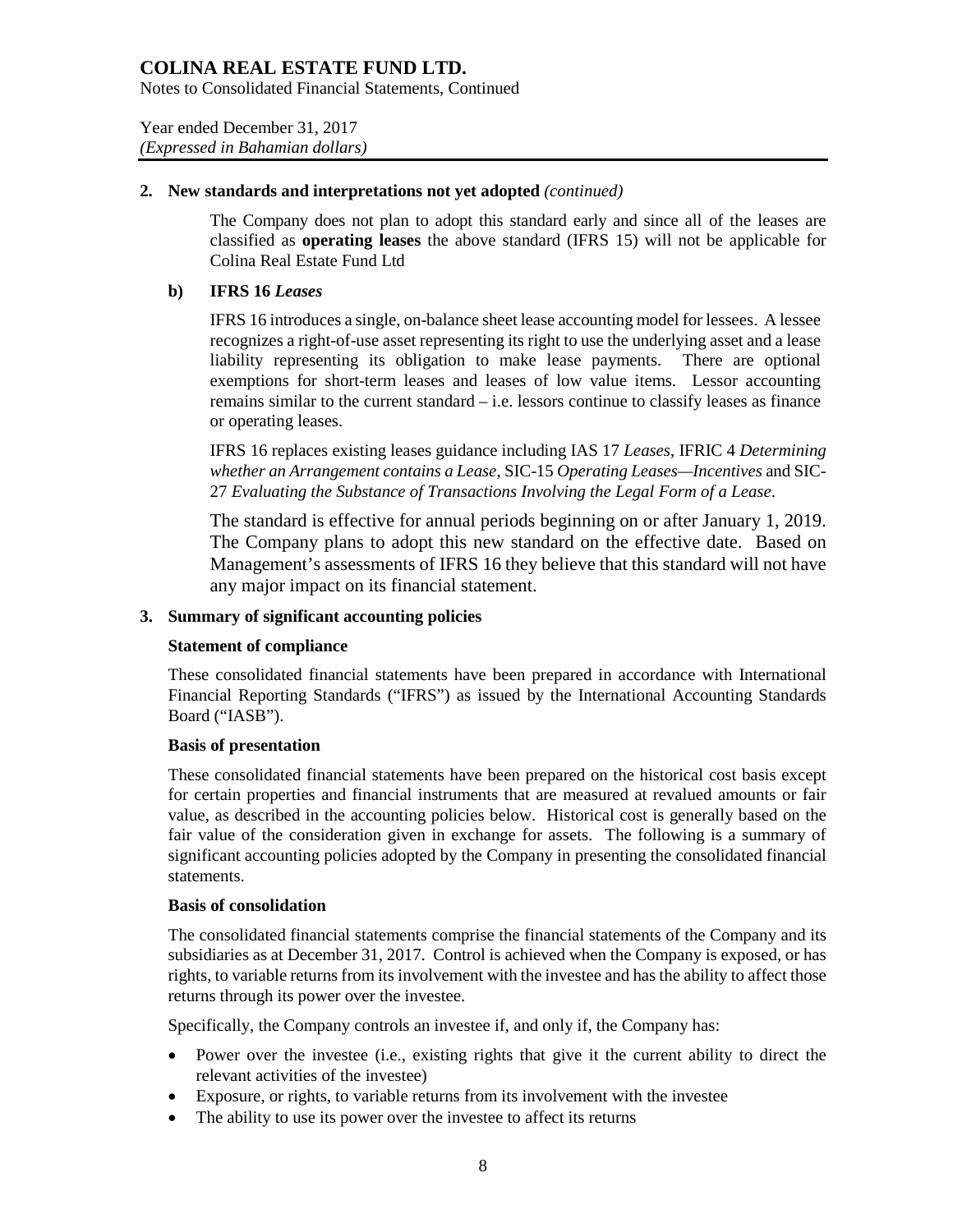## 2. New standards and interpretations not yet adopted *(continued)*

The Company does not plan to adopt this standard early and since all of the leases are classified as **operating leases** the above standard (IFRS 15) will not be applicable for Colina Real Estate Fund Ltd

### b) IFRS 16 *Leases*

IFRS 16 introduces a single, on-balance sheet lease accounting model for lessees. A lessee recognizes a right-of-use asset representing its right to use the underlying asset and a lease liability representing its obligation to make lease payments. There are optional exemptions for short-term leases and leases of low value items. Lessor accounting remains similar to the current standard – i.e. lessors continue to classify leases as finance or operating leases.

IFRS 16 replaces existing leases guidance including IAS 17 *Leases*, IFRIC 4 *Determining whether an Arrangement contains a Lease*, SIC-15 *Operating Leases—Incentives* and SIC-27 *Evaluating the Substance of Transactions Involving the Legal Form of a Lease*.

The standard is effective for annual periods beginning on or after January 1, 2019. The Company plans to adopt this new standard on the effective date. Based on Management's assessments of IFRS 16 they believe that this standard will not have any major impact on its financial statement.

## 3. Summary of significant accounting policies

**Statement of compliance**

These consolidated financial statements have been prepared in accordance with International Financial Reporting Standards ("IFRS") as issued by the International Accounting Standards Board ("IASB").

**Basis of presentation**

These consolidated financial statements have been prepared on the historical cost basis except for certain properties and financial instruments that are measured at revalued amounts or fair value, as described in the accounting policies below. Historical cost is generally based on the fair value of the consideration given in exchange for assets. The following is a summary of significant accounting policies adopted by the Company in presenting the consolidated financial statements.

**Basis of consolidation**

The consolidated financial statements comprise the financial statements of the Company and its subsidiaries as at December 31, 2017. Control is achieved when the Company is exposed, or has rights, to variable returns from its involvement with the investee and has the ability to affect those returns through its power over the investee.

Specifically, the Company controls an investee if, and only if, the Company has:

- Power over the investee (i.e., existing rights that give it the current ability to direct the relevant activities of the investee)
- Exposure, or rights, to variable returns from its involvement with the investee
- The ability to use its power over the investee to affect its returns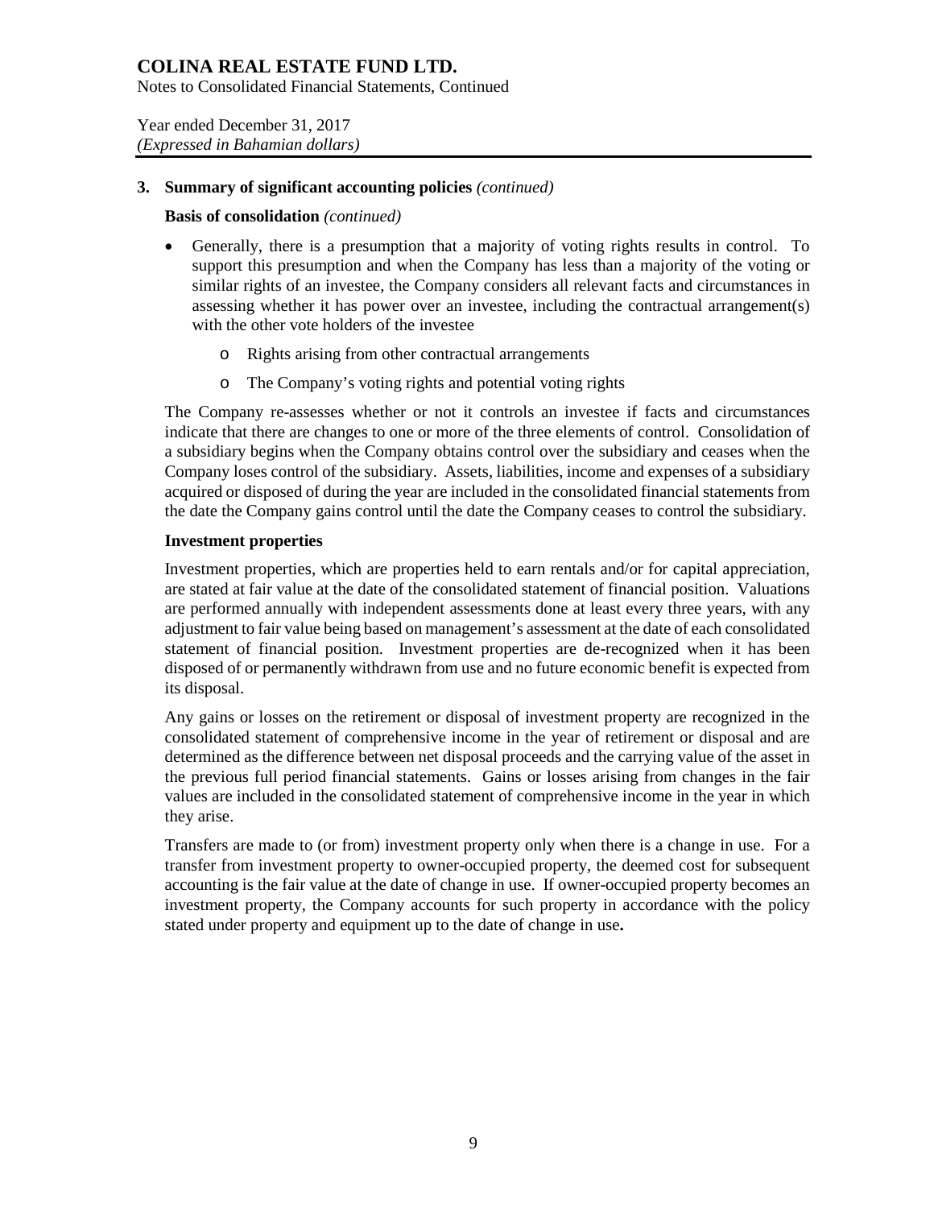## 3. Summary of significant accounting policies *(continued)*

**Basis of consolidation** *(continued)*

- Generally, there is a presumption that a majority of voting rights results in control. To support this presumption and when the Company has less than a majority of the voting or similar rights of an investee, the Company considers all relevant facts and circumstances in assessing whether it has power over an investee, including the contractual arrangement(s) with the other vote holders of the investee
  - Rights arising from other contractual arrangements
  - The Company's voting rights and potential voting rights

The Company re-assesses whether or not it controls an investee if facts and circumstances indicate that there are changes to one or more of the three elements of control. Consolidation of a subsidiary begins when the Company obtains control over the subsidiary and ceases when the Company loses control of the subsidiary. Assets, liabilities, income and expenses of a subsidiary acquired or disposed of during the year are included in the consolidated financial statements from the date the Company gains control until the date the Company ceases to control the subsidiary.

**Investment properties**

Investment properties, which are properties held to earn rentals and/or for capital appreciation, are stated at fair value at the date of the consolidated statement of financial position. Valuations are performed annually with independent assessments done at least every three years, with any adjustment to fair value being based on management's assessment at the date of each consolidated statement of financial position. Investment properties are de-recognized when it has been disposed of or permanently withdrawn from use and no future economic benefit is expected from its disposal.

Any gains or losses on the retirement or disposal of investment property are recognized in the consolidated statement of comprehensive income in the year of retirement or disposal and are determined as the difference between net disposal proceeds and the carrying value of the asset in the previous full period financial statements. Gains or losses arising from changes in the fair values are included in the consolidated statement of comprehensive income in the year in which they arise.

Transfers are made to (or from) investment property only when there is a change in use. For a transfer from investment property to owner-occupied property, the deemed cost for subsequent accounting is the fair value at the date of change in use. If owner-occupied property becomes an investment property, the Company accounts for such property in accordance with the policy stated under property and equipment up to the date of change in use**.**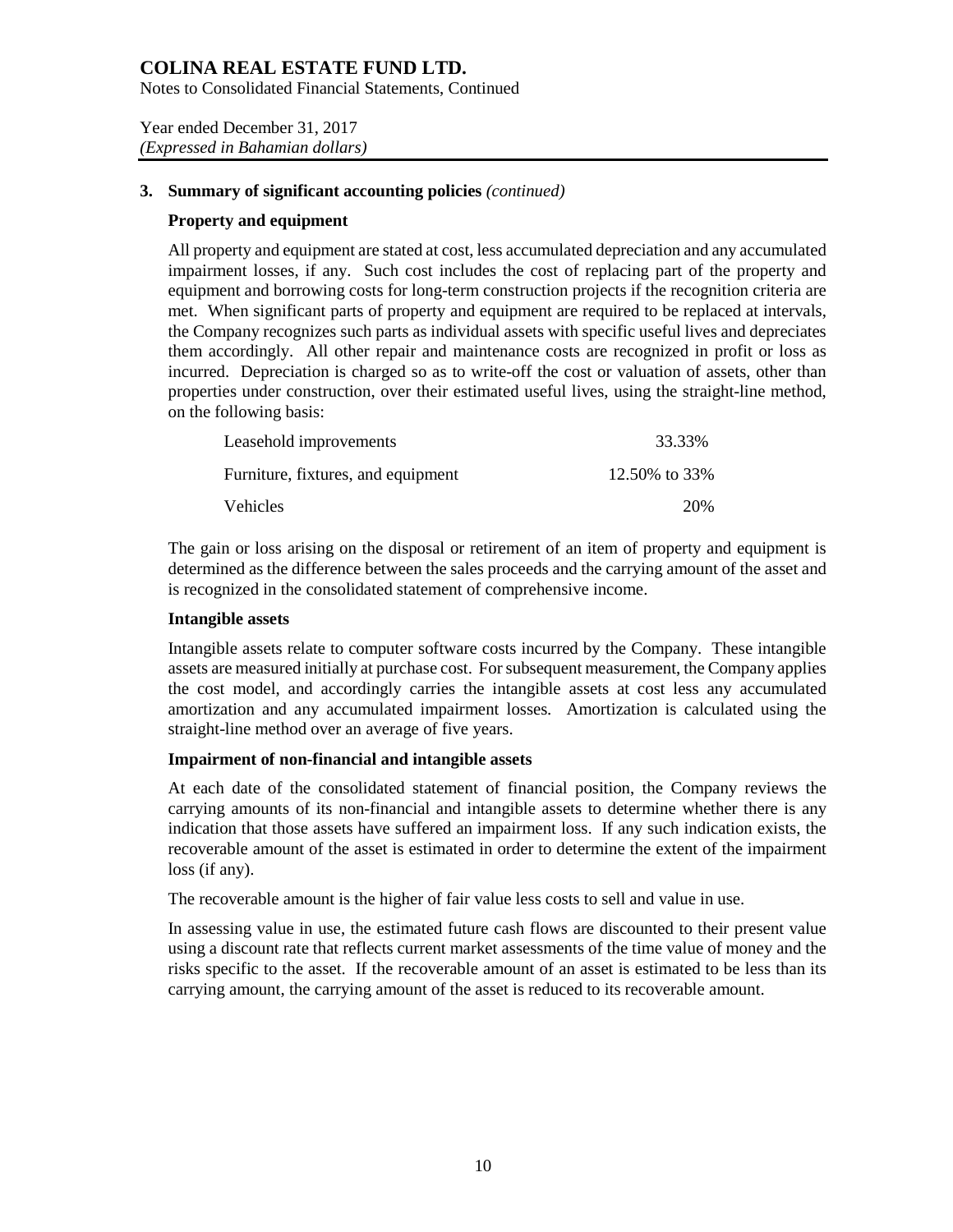## 3. Summary of significant accounting policies *(continued)*

### Property and equipment

All property and equipment are stated at cost, less accumulated depreciation and any accumulated impairment losses, if any. Such cost includes the cost of replacing part of the property and equipment and borrowing costs for long-term construction projects if the recognition criteria are met. When significant parts of property and equipment are required to be replaced at intervals, the Company recognizes such parts as individual assets with specific useful lives and depreciates them accordingly. All other repair and maintenance costs are recognized in profit or loss as incurred. Depreciation is charged so as to write-off the cost or valuation of assets, other than properties under construction, over their estimated useful lives, using the straight-line method, on the following basis:

| | |
|---|---|
| Leasehold improvements | 33.33% |
| Furniture, fixtures, and equipment | 12.50% to 33% |
| Vehicles | 20% |

The gain or loss arising on the disposal or retirement of an item of property and equipment is determined as the difference between the sales proceeds and the carrying amount of the asset and is recognized in the consolidated statement of comprehensive income.

### Intangible assets

Intangible assets relate to computer software costs incurred by the Company. These intangible assets are measured initially at purchase cost. For subsequent measurement, the Company applies the cost model, and accordingly carries the intangible assets at cost less any accumulated amortization and any accumulated impairment losses. Amortization is calculated using the straight-line method over an average of five years.

### Impairment of non-financial and intangible assets

At each date of the consolidated statement of financial position, the Company reviews the carrying amounts of its non-financial and intangible assets to determine whether there is any indication that those assets have suffered an impairment loss. If any such indication exists, the recoverable amount of the asset is estimated in order to determine the extent of the impairment loss (if any).

The recoverable amount is the higher of fair value less costs to sell and value in use.

In assessing value in use, the estimated future cash flows are discounted to their present value using a discount rate that reflects current market assessments of the time value of money and the risks specific to the asset. If the recoverable amount of an asset is estimated to be less than its carrying amount, the carrying amount of the asset is reduced to its recoverable amount.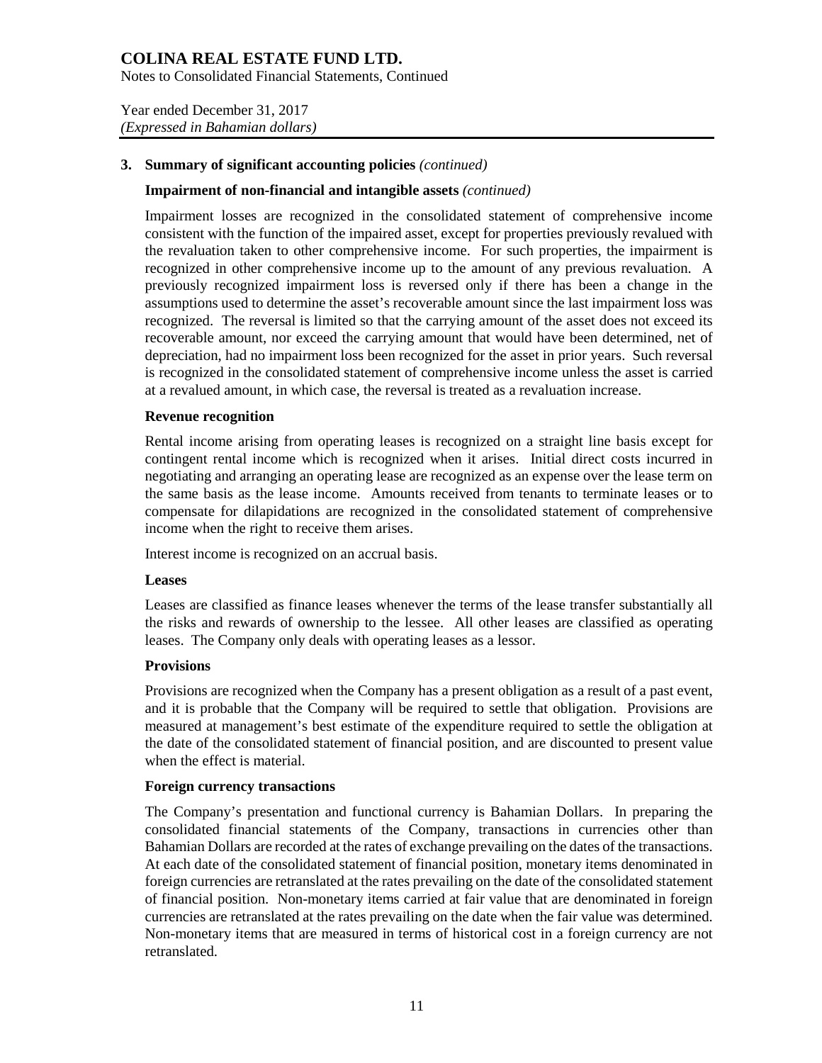### 3. Summary of significant accounting policies *(continued)*

**Impairment of non-financial and intangible assets** *(continued)*

Impairment losses are recognized in the consolidated statement of comprehensive income consistent with the function of the impaired asset, except for properties previously revalued with the revaluation taken to other comprehensive income. For such properties, the impairment is recognized in other comprehensive income up to the amount of any previous revaluation. A previously recognized impairment loss is reversed only if there has been a change in the assumptions used to determine the asset's recoverable amount since the last impairment loss was recognized. The reversal is limited so that the carrying amount of the asset does not exceed its recoverable amount, nor exceed the carrying amount that would have been determined, net of depreciation, had no impairment loss been recognized for the asset in prior years. Such reversal is recognized in the consolidated statement of comprehensive income unless the asset is carried at a revalued amount, in which case, the reversal is treated as a revaluation increase.

**Revenue recognition**

Rental income arising from operating leases is recognized on a straight line basis except for contingent rental income which is recognized when it arises. Initial direct costs incurred in negotiating and arranging an operating lease are recognized as an expense over the lease term on the same basis as the lease income. Amounts received from tenants to terminate leases or to compensate for dilapidations are recognized in the consolidated statement of comprehensive income when the right to receive them arises.

Interest income is recognized on an accrual basis.

**Leases**

Leases are classified as finance leases whenever the terms of the lease transfer substantially all the risks and rewards of ownership to the lessee. All other leases are classified as operating leases. The Company only deals with operating leases as a lessor.

**Provisions**

Provisions are recognized when the Company has a present obligation as a result of a past event, and it is probable that the Company will be required to settle that obligation. Provisions are measured at management's best estimate of the expenditure required to settle the obligation at the date of the consolidated statement of financial position, and are discounted to present value when the effect is material.

**Foreign currency transactions**

The Company's presentation and functional currency is Bahamian Dollars. In preparing the consolidated financial statements of the Company, transactions in currencies other than Bahamian Dollars are recorded at the rates of exchange prevailing on the dates of the transactions. At each date of the consolidated statement of financial position, monetary items denominated in foreign currencies are retranslated at the rates prevailing on the date of the consolidated statement of financial position. Non-monetary items carried at fair value that are denominated in foreign currencies are retranslated at the rates prevailing on the date when the fair value was determined. Non-monetary items that are measured in terms of historical cost in a foreign currency are not retranslated.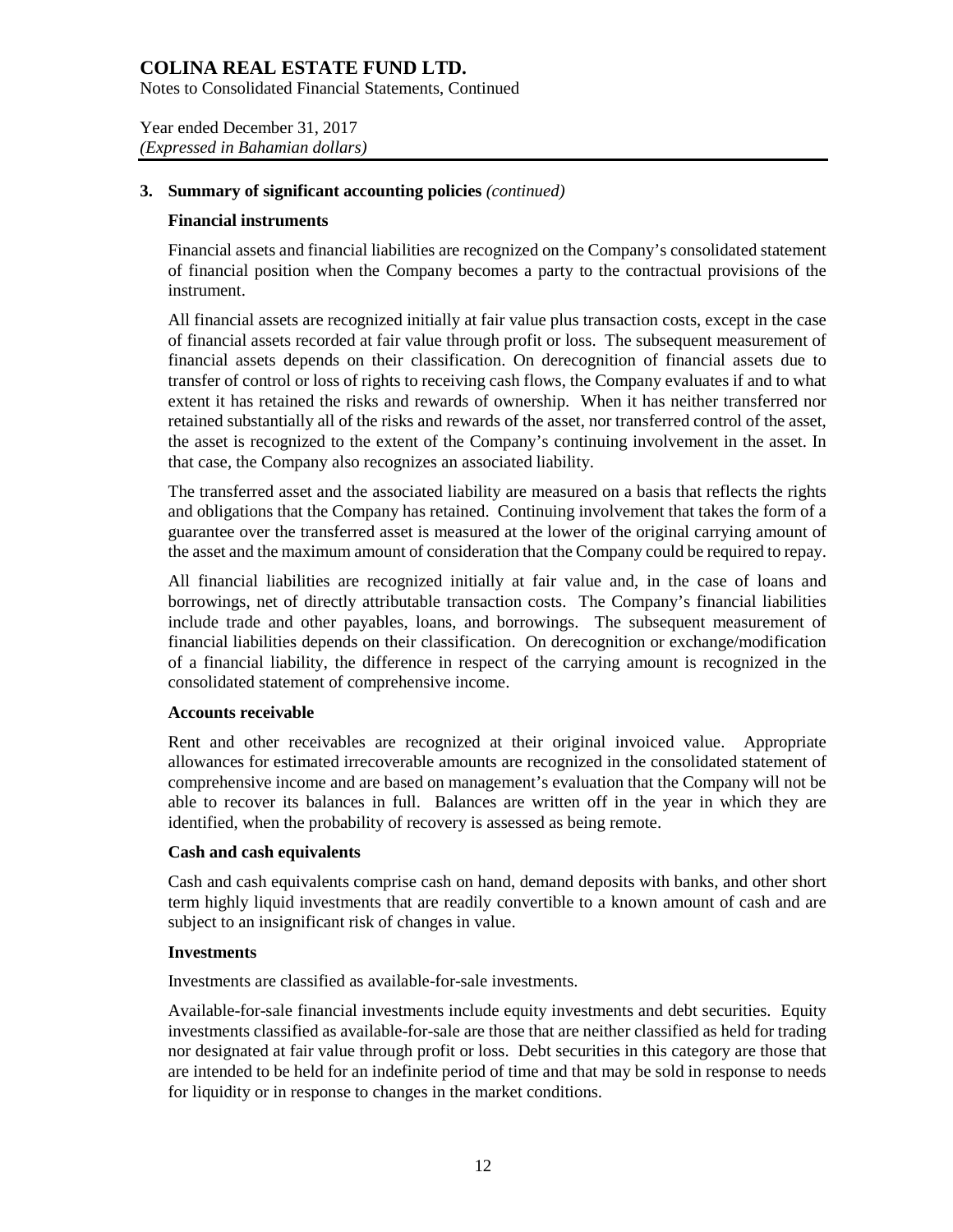## 3. Summary of significant accounting policies *(continued)*

### Financial instruments

Financial assets and financial liabilities are recognized on the Company's consolidated statement of financial position when the Company becomes a party to the contractual provisions of the instrument.

All financial assets are recognized initially at fair value plus transaction costs, except in the case of financial assets recorded at fair value through profit or loss. The subsequent measurement of financial assets depends on their classification. On derecognition of financial assets due to transfer of control or loss of rights to receiving cash flows, the Company evaluates if and to what extent it has retained the risks and rewards of ownership. When it has neither transferred nor retained substantially all of the risks and rewards of the asset, nor transferred control of the asset, the asset is recognized to the extent of the Company's continuing involvement in the asset. In that case, the Company also recognizes an associated liability.

The transferred asset and the associated liability are measured on a basis that reflects the rights and obligations that the Company has retained. Continuing involvement that takes the form of a guarantee over the transferred asset is measured at the lower of the original carrying amount of the asset and the maximum amount of consideration that the Company could be required to repay.

All financial liabilities are recognized initially at fair value and, in the case of loans and borrowings, net of directly attributable transaction costs. The Company's financial liabilities include trade and other payables, loans, and borrowings. The subsequent measurement of financial liabilities depends on their classification. On derecognition or exchange/modification of a financial liability, the difference in respect of the carrying amount is recognized in the consolidated statement of comprehensive income.

### Accounts receivable

Rent and other receivables are recognized at their original invoiced value. Appropriate allowances for estimated irrecoverable amounts are recognized in the consolidated statement of comprehensive income and are based on management's evaluation that the Company will not be able to recover its balances in full. Balances are written off in the year in which they are identified, when the probability of recovery is assessed as being remote.

### Cash and cash equivalents

Cash and cash equivalents comprise cash on hand, demand deposits with banks, and other short term highly liquid investments that are readily convertible to a known amount of cash and are subject to an insignificant risk of changes in value.

### Investments

Investments are classified as available-for-sale investments.

Available-for-sale financial investments include equity investments and debt securities. Equity investments classified as available-for-sale are those that are neither classified as held for trading nor designated at fair value through profit or loss. Debt securities in this category are those that are intended to be held for an indefinite period of time and that may be sold in response to needs for liquidity or in response to changes in the market conditions.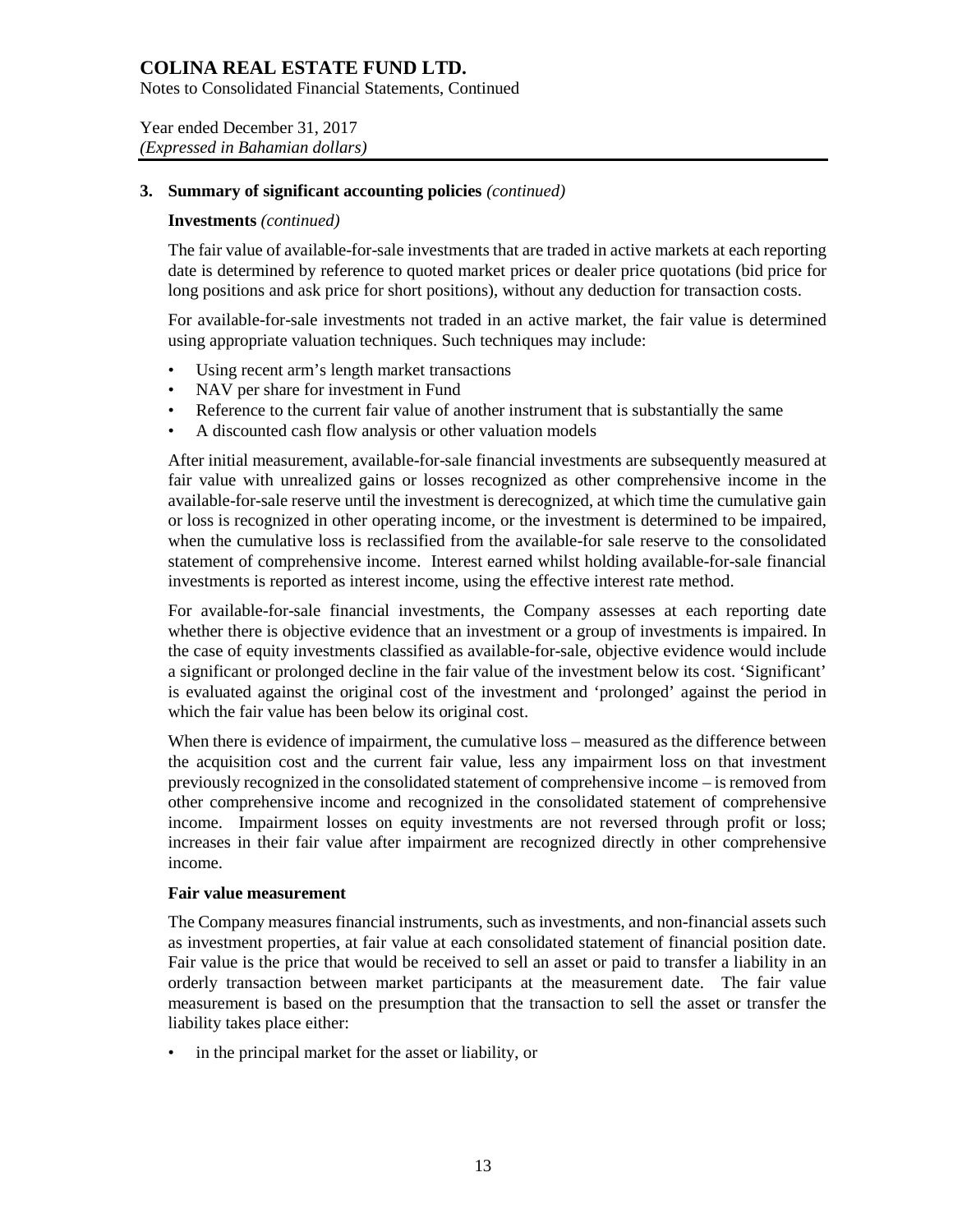## 3. Summary of significant accounting policies *(continued)*

### Investments *(continued)*

The fair value of available-for-sale investments that are traded in active markets at each reporting date is determined by reference to quoted market prices or dealer price quotations (bid price for long positions and ask price for short positions), without any deduction for transaction costs.

For available-for-sale investments not traded in an active market, the fair value is determined using appropriate valuation techniques. Such techniques may include:

- Using recent arm's length market transactions
- NAV per share for investment in Fund
- Reference to the current fair value of another instrument that is substantially the same
- A discounted cash flow analysis or other valuation models

After initial measurement, available-for-sale financial investments are subsequently measured at fair value with unrealized gains or losses recognized as other comprehensive income in the available-for-sale reserve until the investment is derecognized, at which time the cumulative gain or loss is recognized in other operating income, or the investment is determined to be impaired, when the cumulative loss is reclassified from the available-for sale reserve to the consolidated statement of comprehensive income. Interest earned whilst holding available-for-sale financial investments is reported as interest income, using the effective interest rate method.

For available-for-sale financial investments, the Company assesses at each reporting date whether there is objective evidence that an investment or a group of investments is impaired. In the case of equity investments classified as available-for-sale, objective evidence would include a significant or prolonged decline in the fair value of the investment below its cost. 'Significant' is evaluated against the original cost of the investment and 'prolonged' against the period in which the fair value has been below its original cost.

When there is evidence of impairment, the cumulative loss – measured as the difference between the acquisition cost and the current fair value, less any impairment loss on that investment previously recognized in the consolidated statement of comprehensive income – is removed from other comprehensive income and recognized in the consolidated statement of comprehensive income. Impairment losses on equity investments are not reversed through profit or loss; increases in their fair value after impairment are recognized directly in other comprehensive income.

### Fair value measurement

The Company measures financial instruments, such as investments, and non-financial assets such as investment properties, at fair value at each consolidated statement of financial position date. Fair value is the price that would be received to sell an asset or paid to transfer a liability in an orderly transaction between market participants at the measurement date. The fair value measurement is based on the presumption that the transaction to sell the asset or transfer the liability takes place either:

- in the principal market for the asset or liability, or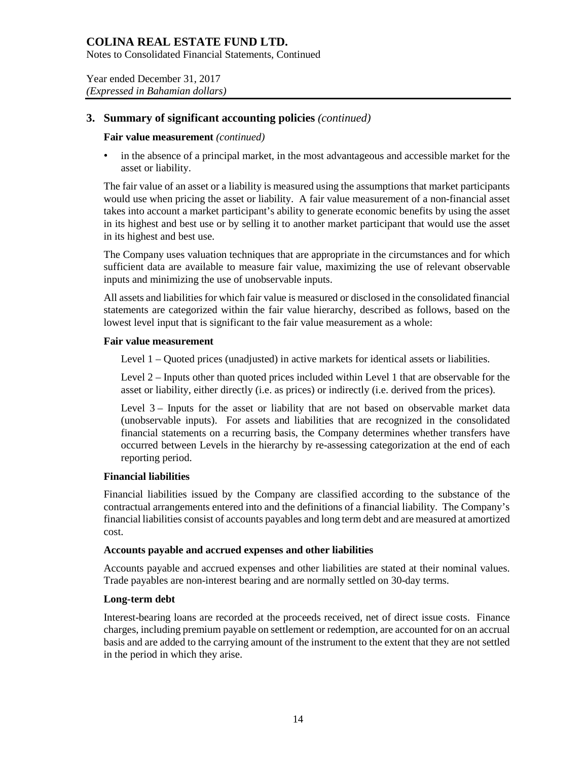## 3. Summary of significant accounting policies *(continued)*

**Fair value measurement** *(continued)*

- in the absence of a principal market, in the most advantageous and accessible market for the asset or liability.

The fair value of an asset or a liability is measured using the assumptions that market participants would use when pricing the asset or liability. A fair value measurement of a non-financial asset takes into account a market participant's ability to generate economic benefits by using the asset in its highest and best use or by selling it to another market participant that would use the asset in its highest and best use.

The Company uses valuation techniques that are appropriate in the circumstances and for which sufficient data are available to measure fair value, maximizing the use of relevant observable inputs and minimizing the use of unobservable inputs.

All assets and liabilities for which fair value is measured or disclosed in the consolidated financial statements are categorized within the fair value hierarchy, described as follows, based on the lowest level input that is significant to the fair value measurement as a whole:

**Fair value measurement**

Level 1 – Quoted prices (unadjusted) in active markets for identical assets or liabilities.

Level 2 – Inputs other than quoted prices included within Level 1 that are observable for the asset or liability, either directly (i.e. as prices) or indirectly (i.e. derived from the prices).

Level 3 – Inputs for the asset or liability that are not based on observable market data (unobservable inputs). For assets and liabilities that are recognized in the consolidated financial statements on a recurring basis, the Company determines whether transfers have occurred between Levels in the hierarchy by re-assessing categorization at the end of each reporting period.

**Financial liabilities**

Financial liabilities issued by the Company are classified according to the substance of the contractual arrangements entered into and the definitions of a financial liability. The Company's financial liabilities consist of accounts payables and long term debt and are measured at amortized cost.

**Accounts payable and accrued expenses and other liabilities**

Accounts payable and accrued expenses and other liabilities are stated at their nominal values. Trade payables are non-interest bearing and are normally settled on 30-day terms.

**Long-term debt**

Interest-bearing loans are recorded at the proceeds received, net of direct issue costs. Finance charges, including premium payable on settlement or redemption, are accounted for on an accrual basis and are added to the carrying amount of the instrument to the extent that they are not settled in the period in which they arise.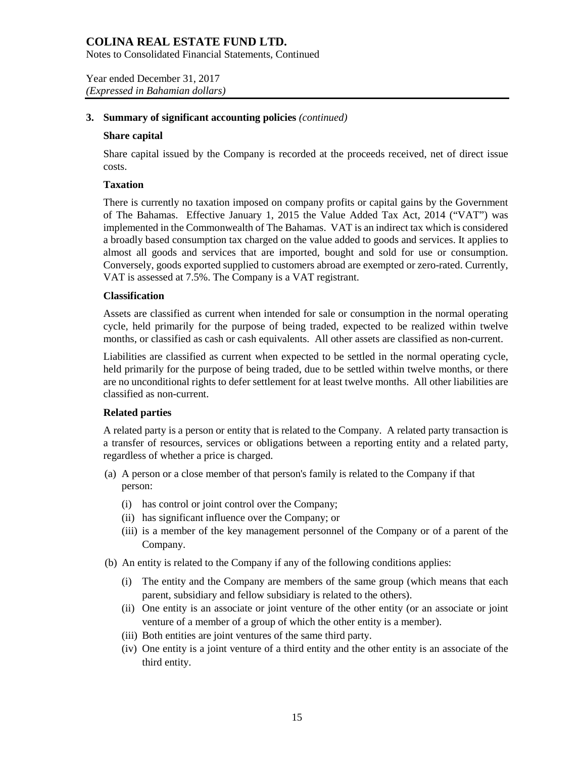## 3. Summary of significant accounting policies *(continued)*

### Share capital

Share capital issued by the Company is recorded at the proceeds received, net of direct issue costs.

### Taxation

There is currently no taxation imposed on company profits or capital gains by the Government of The Bahamas. Effective January 1, 2015 the Value Added Tax Act, 2014 ("VAT") was implemented in the Commonwealth of The Bahamas. VAT is an indirect tax which is considered a broadly based consumption tax charged on the value added to goods and services. It applies to almost all goods and services that are imported, bought and sold for use or consumption. Conversely, goods exported supplied to customers abroad are exempted or zero-rated. Currently, VAT is assessed at 7.5%. The Company is a VAT registrant.

### Classification

Assets are classified as current when intended for sale or consumption in the normal operating cycle, held primarily for the purpose of being traded, expected to be realized within twelve months, or classified as cash or cash equivalents. All other assets are classified as non-current.

Liabilities are classified as current when expected to be settled in the normal operating cycle, held primarily for the purpose of being traded, due to be settled within twelve months, or there are no unconditional rights to defer settlement for at least twelve months. All other liabilities are classified as non-current.

### Related parties

A related party is a person or entity that is related to the Company. A related party transaction is a transfer of resources, services or obligations between a reporting entity and a related party, regardless of whether a price is charged.

(a) A person or a close member of that person's family is related to the Company if that person:

- (i) has control or joint control over the Company;
- (ii) has significant influence over the Company; or
- (iii) is a member of the key management personnel of the Company or of a parent of the Company.

(b) An entity is related to the Company if any of the following conditions applies:

- (i) The entity and the Company are members of the same group (which means that each parent, subsidiary and fellow subsidiary is related to the others).
- (ii) One entity is an associate or joint venture of the other entity (or an associate or joint venture of a member of a group of which the other entity is a member).
- (iii) Both entities are joint ventures of the same third party.
- (iv) One entity is a joint venture of a third entity and the other entity is an associate of the third entity.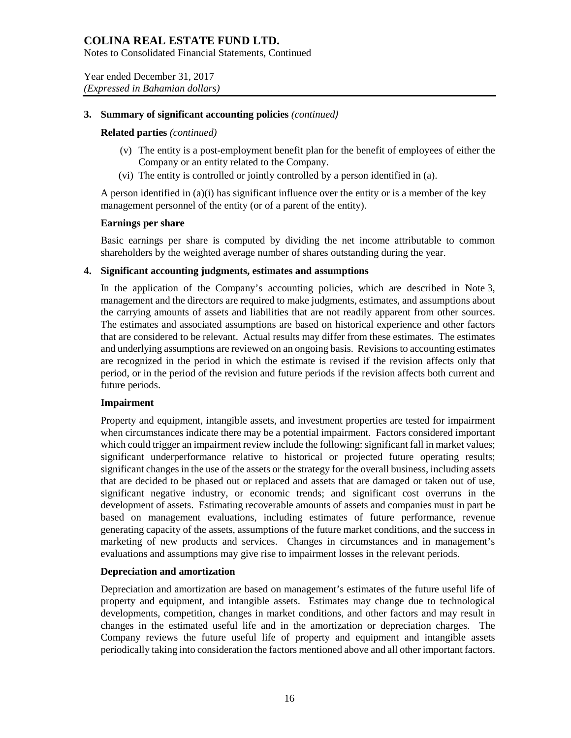## 3. Summary of significant accounting policies *(continued)*

### Related parties *(continued)*

(v) The entity is a post-employment benefit plan for the benefit of employees of either the Company or an entity related to the Company.

(vi) The entity is controlled or jointly controlled by a person identified in (a).

A person identified in (a)(i) has significant influence over the entity or is a member of the key management personnel of the entity (or of a parent of the entity).

### Earnings per share

Basic earnings per share is computed by dividing the net income attributable to common shareholders by the weighted average number of shares outstanding during the year.

## 4. Significant accounting judgments, estimates and assumptions

In the application of the Company's accounting policies, which are described in Note 3, management and the directors are required to make judgments, estimates, and assumptions about the carrying amounts of assets and liabilities that are not readily apparent from other sources. The estimates and associated assumptions are based on historical experience and other factors that are considered to be relevant. Actual results may differ from these estimates. The estimates and underlying assumptions are reviewed on an ongoing basis. Revisions to accounting estimates are recognized in the period in which the estimate is revised if the revision affects only that period, or in the period of the revision and future periods if the revision affects both current and future periods.

### Impairment

Property and equipment, intangible assets, and investment properties are tested for impairment when circumstances indicate there may be a potential impairment. Factors considered important which could trigger an impairment review include the following: significant fall in market values; significant underperformance relative to historical or projected future operating results; significant changes in the use of the assets or the strategy for the overall business, including assets that are decided to be phased out or replaced and assets that are damaged or taken out of use, significant negative industry, or economic trends; and significant cost overruns in the development of assets. Estimating recoverable amounts of assets and companies must in part be based on management evaluations, including estimates of future performance, revenue generating capacity of the assets, assumptions of the future market conditions, and the success in marketing of new products and services. Changes in circumstances and in management's evaluations and assumptions may give rise to impairment losses in the relevant periods.

### Depreciation and amortization

Depreciation and amortization are based on management's estimates of the future useful life of property and equipment, and intangible assets. Estimates may change due to technological developments, competition, changes in market conditions, and other factors and may result in changes in the estimated useful life and in the amortization or depreciation charges. The Company reviews the future useful life of property and equipment and intangible assets periodically taking into consideration the factors mentioned above and all other important factors.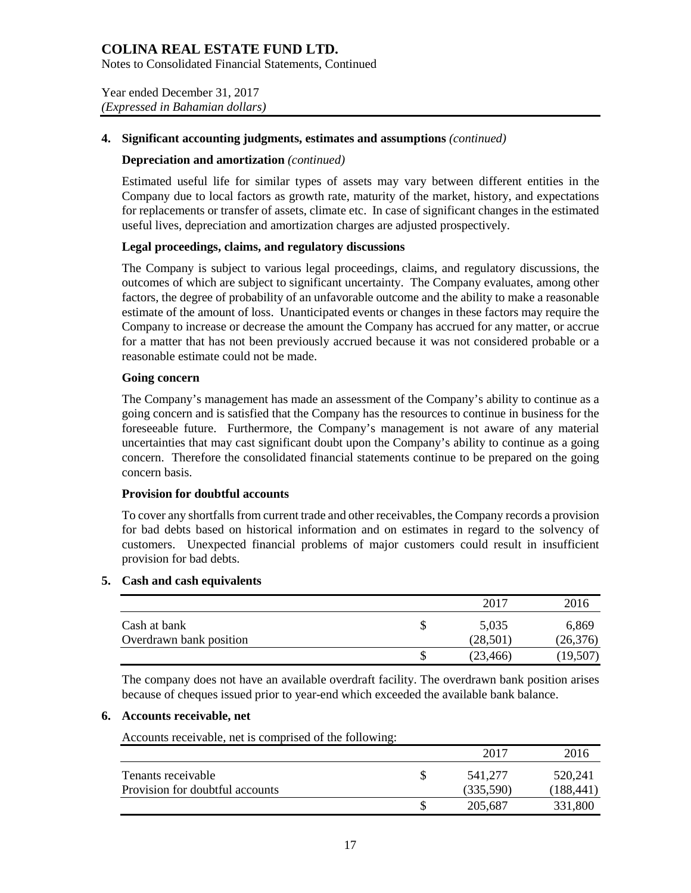# COLINA REAL ESTATE FUND LTD.

Notes to Consolidated Financial Statements, Continued

Year ended December 31, 2017
*(Expressed in Bahamian dollars)*

## 4. Significant accounting judgments, estimates and assumptions *(continued)*

### Depreciation and amortization *(continued)*

Estimated useful life for similar types of assets may vary between different entities in the Company due to local factors as growth rate, maturity of the market, history, and expectations for replacements or transfer of assets, climate etc. In case of significant changes in the estimated useful lives, depreciation and amortization charges are adjusted prospectively.

### Legal proceedings, claims, and regulatory discussions

The Company is subject to various legal proceedings, claims, and regulatory discussions, the outcomes of which are subject to significant uncertainty. The Company evaluates, among other factors, the degree of probability of an unfavorable outcome and the ability to make a reasonable estimate of the amount of loss. Unanticipated events or changes in these factors may require the Company to increase or decrease the amount the Company has accrued for any matter, or accrue for a matter that has not been previously accrued because it was not considered probable or a reasonable estimate could not be made.

### Going concern

The Company's management has made an assessment of the Company's ability to continue as a going concern and is satisfied that the Company has the resources to continue in business for the foreseeable future. Furthermore, the Company's management is not aware of any material uncertainties that may cast significant doubt upon the Company's ability to continue as a going concern. Therefore the consolidated financial statements continue to be prepared on the going concern basis.

### Provision for doubtful accounts

To cover any shortfalls from current trade and other receivables, the Company records a provision for bad debts based on historical information and on estimates in regard to the solvency of customers. Unexpected financial problems of major customers could result in insufficient provision for bad debts.

## 5. Cash and cash equivalents

| | | 2017 | 2016 |
|---|---|---|---|
| Cash at bank | $ | 5,035 | 6,869 |
| Overdrawn bank position | | (28,501) | (26,376) |
| | $ | (23,466) | (19,507) |

The company does not have an available overdraft facility. The overdrawn bank position arises because of cheques issued prior to year-end which exceeded the available bank balance.

## 6. Accounts receivable, net

Accounts receivable, net is comprised of the following:

| | | 2017 | 2016 |
|---|---|---|---|
| Tenants receivable | $ | 541,277 | 520,241 |
| Provision for doubtful accounts | | (335,590) | (188,441) |
| | $ | 205,687 | 331,800 |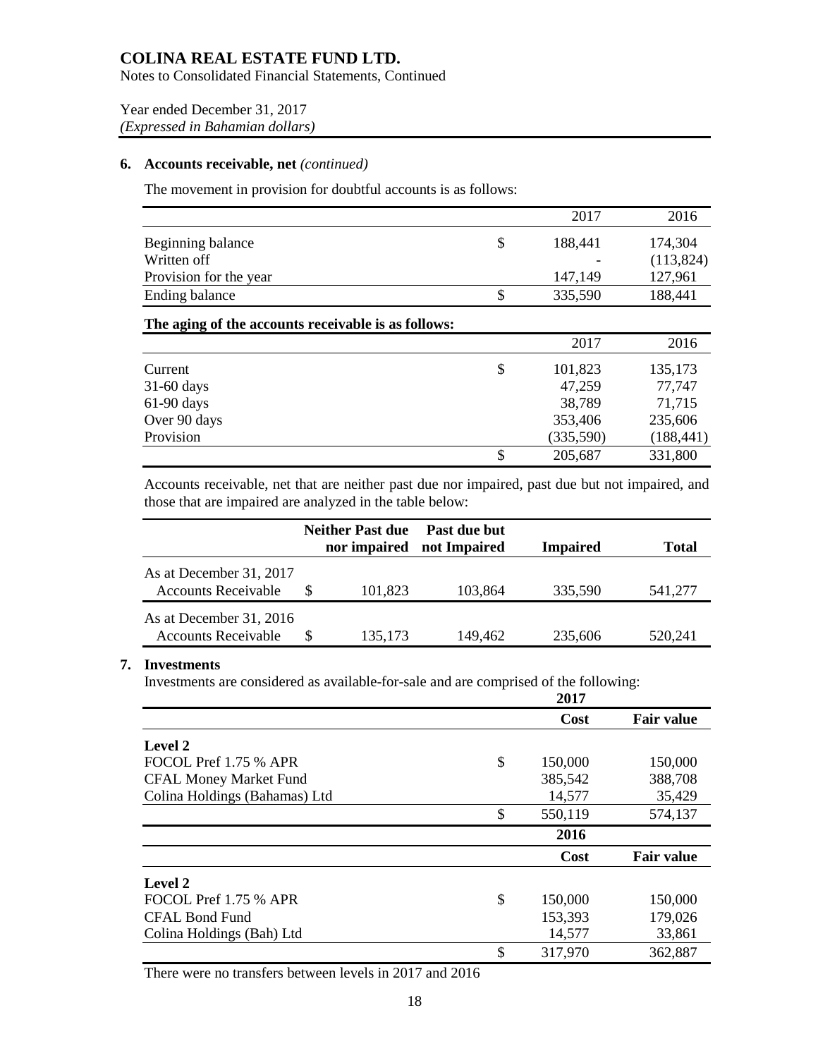# COLINA REAL ESTATE FUND LTD.

Notes to Consolidated Financial Statements, Continued

Year ended December 31, 2017
*(Expressed in Bahamian dollars)*

## 6. Accounts receivable, net *(continued)*

The movement in provision for doubtful accounts is as follows:

| | | 2017 | 2016 |
|---|---|---|---|
| Beginning balance | $ | 188,441 | 174,304 |
| Written off | | - | (113,824) |
| Provision for the year | | 147,149 | 127,961 |
| Ending balance | $ | 335,590 | 188,441 |

**The aging of the accounts receivable is as follows:**

| | | 2017 | 2016 |
|---|---|---|---|
| Current | $ | 101,823 | 135,173 |
| 31-60 days | | 47,259 | 77,747 |
| 61-90 days | | 38,789 | 71,715 |
| Over 90 days | | 353,406 | 235,606 |
| Provision | | (335,590) | (188,441) |
| | $ | 205,687 | 331,800 |

Accounts receivable, net that are neither past due nor impaired, past due but not impaired, and those that are impaired are analyzed in the table below:

| | | Neither Past due nor impaired | Past due but not Impaired | Impaired | Total |
|---|---|---|---|---|---|
| As at December 31, 2017 Accounts Receivable | $ | 101,823 | 103,864 | 335,590 | 541,277 |
| As at December 31, 2016 Accounts Receivable | $ | 135,173 | 149,462 | 235,606 | 520,241 |

## 7. Investments

Investments are considered as available-for-sale and are comprised of the following:

| | | 2017 | |
|---|---|---|---|
| | | **Cost** | **Fair value** |
| **Level 2** | | | |
| FOCOL Pref 1.75 % APR | $ | 150,000 | 150,000 |
| CFAL Money Market Fund | | 385,542 | 388,708 |
| Colina Holdings (Bahamas) Ltd | | 14,577 | 35,429 |
| | $ | 550,119 | 574,137 |

| | | 2016 | |
|---|---|---|---|
| | | **Cost** | **Fair value** |
| **Level 2** | | | |
| FOCOL Pref 1.75 % APR | $ | 150,000 | 150,000 |
| CFAL Bond Fund | | 153,393 | 179,026 |
| Colina Holdings (Bah) Ltd | | 14,577 | 33,861 |
| | $ | 317,970 | 362,887 |

There were no transfers between levels in 2017 and 2016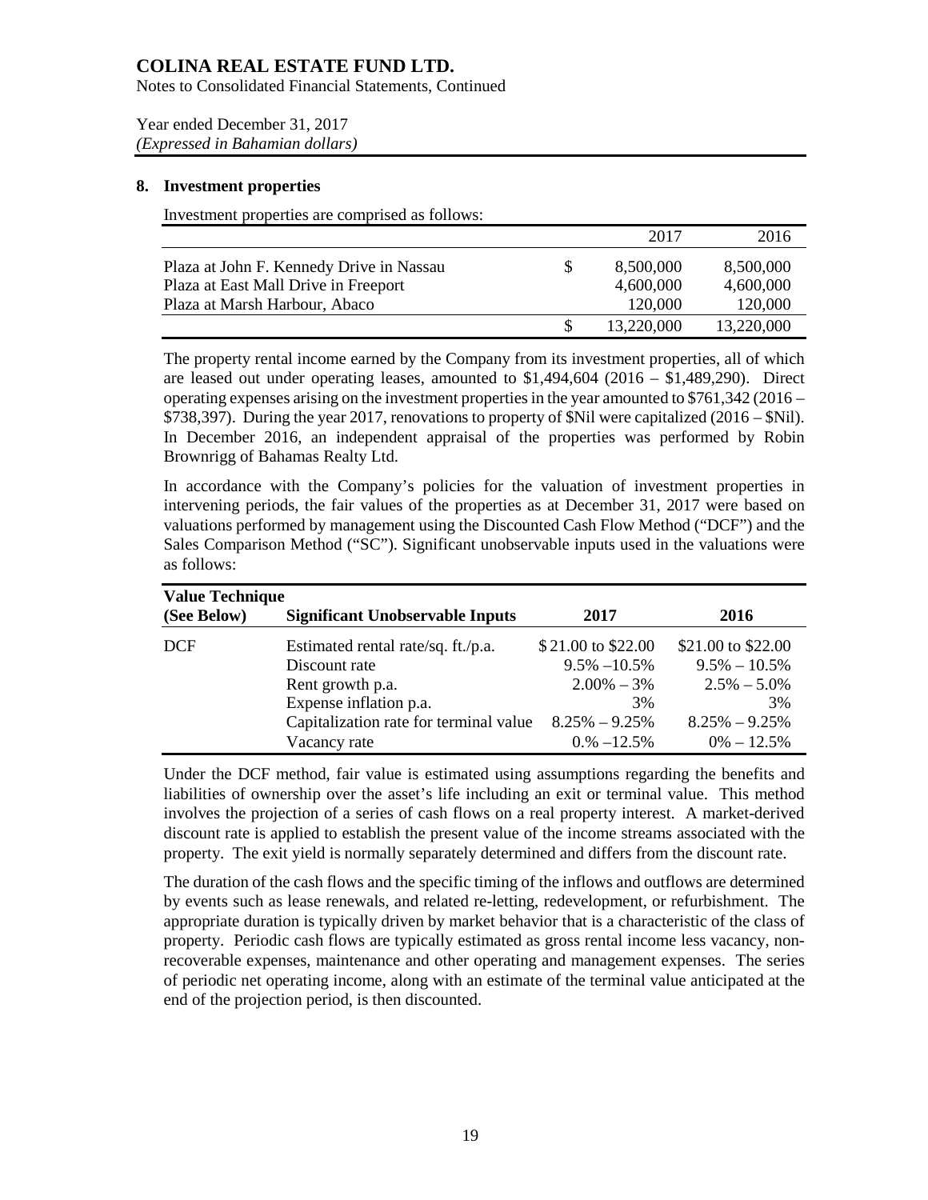# COLINA REAL ESTATE FUND LTD.

Notes to Consolidated Financial Statements, Continued

Year ended December 31, 2017
*(Expressed in Bahamian dollars)*

## 8. Investment properties

Investment properties are comprised as follows:

| | | 2017 | 2016 |
|---|---|---|---|
| Plaza at John F. Kennedy Drive in Nassau | $ | 8,500,000 | 8,500,000 |
| Plaza at East Mall Drive in Freeport | | 4,600,000 | 4,600,000 |
| Plaza at Marsh Harbour, Abaco | | 120,000 | 120,000 |
| | $ | 13,220,000 | 13,220,000 |

The property rental income earned by the Company from its investment properties, all of which are leased out under operating leases, amounted to $1,494,604 (2016 – $1,489,290). Direct operating expenses arising on the investment properties in the year amounted to $761,342 (2016 – $738,397). During the year 2017, renovations to property of $Nil were capitalized (2016 – $Nil). In December 2016, an independent appraisal of the properties was performed by Robin Brownrigg of Bahamas Realty Ltd.

In accordance with the Company's policies for the valuation of investment properties in intervening periods, the fair values of the properties as at December 31, 2017 were based on valuations performed by management using the Discounted Cash Flow Method ("DCF") and the Sales Comparison Method ("SC"). Significant unobservable inputs used in the valuations were as follows:

| Value Technique (See Below) | Significant Unobservable Inputs | 2017 | 2016 |
|---|---|---|---|
| DCF | Estimated rental rate/sq. ft./p.a. | $ 21.00 to $22.00 | $21.00 to $22.00 |
| | Discount rate | 9.5% –10.5% | 9.5% – 10.5% |
| | Rent growth p.a. | 2.00% – 3% | 2.5% – 5.0% |
| | Expense inflation p.a. | 3% | 3% |
| | Capitalization rate for terminal value | 8.25% – 9.25% | 8.25% – 9.25% |
| | Vacancy rate | 0.% –12.5% | 0% – 12.5% |

Under the DCF method, fair value is estimated using assumptions regarding the benefits and liabilities of ownership over the asset's life including an exit or terminal value. This method involves the projection of a series of cash flows on a real property interest. A market-derived discount rate is applied to establish the present value of the income streams associated with the property. The exit yield is normally separately determined and differs from the discount rate.

The duration of the cash flows and the specific timing of the inflows and outflows are determined by events such as lease renewals, and related re-letting, redevelopment, or refurbishment. The appropriate duration is typically driven by market behavior that is a characteristic of the class of property. Periodic cash flows are typically estimated as gross rental income less vacancy, non-recoverable expenses, maintenance and other operating and management expenses. The series of periodic net operating income, along with an estimate of the terminal value anticipated at the end of the projection period, is then discounted.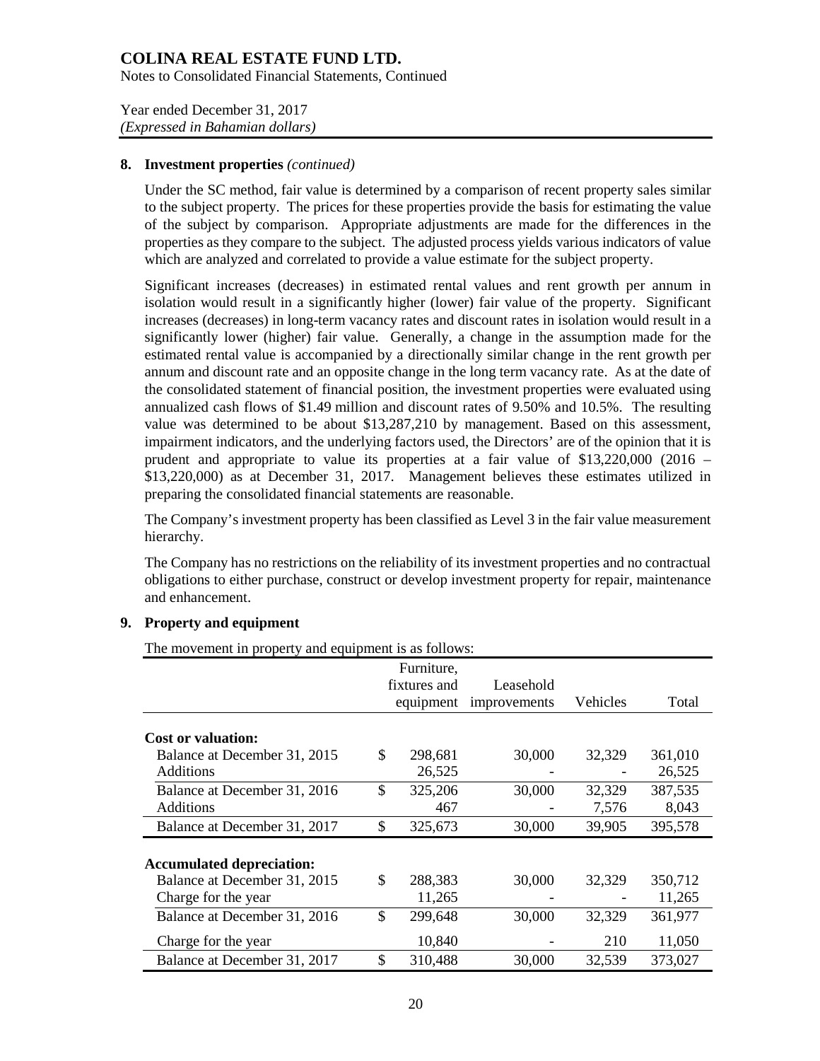# COLINA REAL ESTATE FUND LTD.

Notes to Consolidated Financial Statements, Continued

Year ended December 31, 2017
*(Expressed in Bahamian dollars)*

## 8. Investment properties *(continued)*

Under the SC method, fair value is determined by a comparison of recent property sales similar to the subject property. The prices for these properties provide the basis for estimating the value of the subject by comparison. Appropriate adjustments are made for the differences in the properties as they compare to the subject. The adjusted process yields various indicators of value which are analyzed and correlated to provide a value estimate for the subject property.

Significant increases (decreases) in estimated rental values and rent growth per annum in isolation would result in a significantly higher (lower) fair value of the property. Significant increases (decreases) in long-term vacancy rates and discount rates in isolation would result in a significantly lower (higher) fair value. Generally, a change in the assumption made for the estimated rental value is accompanied by a directionally similar change in the rent growth per annum and discount rate and an opposite change in the long term vacancy rate. As at the date of the consolidated statement of financial position, the investment properties were evaluated using annualized cash flows of $1.49 million and discount rates of 9.50% and 10.5%. The resulting value was determined to be about $13,287,210 by management. Based on this assessment, impairment indicators, and the underlying factors used, the Directors' are of the opinion that it is prudent and appropriate to value its properties at a fair value of $13,220,000 (2016 – $13,220,000) as at December 31, 2017. Management believes these estimates utilized in preparing the consolidated financial statements are reasonable.

The Company's investment property has been classified as Level 3 in the fair value measurement hierarchy.

The Company has no restrictions on the reliability of its investment properties and no contractual obligations to either purchase, construct or develop investment property for repair, maintenance and enhancement.

## 9. Property and equipment

The movement in property and equipment is as follows:

| | | Furniture, fixtures and equipment | Leasehold improvements | Vehicles | Total |
|---|---|---|---|---|---|
| **Cost or valuation:** | | | | | |
| Balance at December 31, 2015 | $ | 298,681 | 30,000 | 32,329 | 361,010 |
| Additions | | 26,525 | - | - | 26,525 |
| Balance at December 31, 2016 | $ | 325,206 | 30,000 | 32,329 | 387,535 |
| Additions | | 467 | - | 7,576 | 8,043 |
| Balance at December 31, 2017 | $ | 325,673 | 30,000 | 39,905 | 395,578 |
| **Accumulated depreciation:** | | | | | |
| Balance at December 31, 2015 | $ | 288,383 | 30,000 | 32,329 | 350,712 |
| Charge for the year | | 11,265 | - | - | 11,265 |
| Balance at December 31, 2016 | $ | 299,648 | 30,000 | 32,329 | 361,977 |
| Charge for the year | | 10,840 | - | 210 | 11,050 |
| Balance at December 31, 2017 | $ | 310,488 | 30,000 | 32,539 | 373,027 |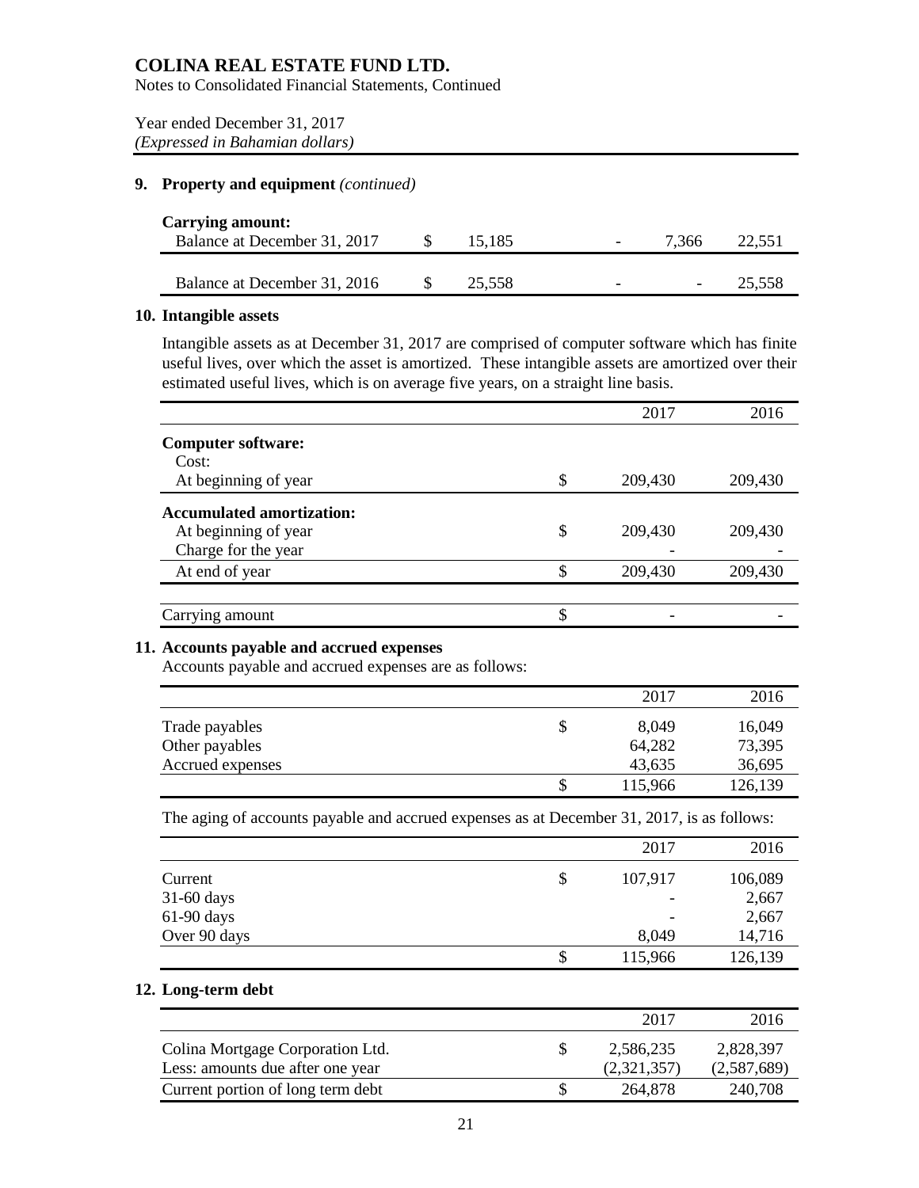# COLINA REAL ESTATE FUND LTD.

Notes to Consolidated Financial Statements, Continued

Year ended December 31, 2017
*(Expressed in Bahamian dollars)*

## 9. Property and equipment *(continued)*

| | | | | |
|---|---|---|---|---|
| **Carrying amount:** | | | | |
| Balance at December 31, 2017 | $ 15,185 | - | 7,366 | 22,551 |
| Balance at December 31, 2016 | $ 25,558 | - | - | 25,558 |

## 10. Intangible assets

Intangible assets as at December 31, 2017 are comprised of computer software which has finite useful lives, over which the asset is amortized. These intangible assets are amortized over their estimated useful lives, which is on average five years, on a straight line basis.

| | 2017 | 2016 |
|---|---|---|
| **Computer software:** | | |
| Cost: | | |
| At beginning of year | $ 209,430 | 209,430 |
| **Accumulated amortization:** | | |
| At beginning of year | $ 209,430 | 209,430 |
| Charge for the year | - | - |
| At end of year | $ 209,430 | 209,430 |
| Carrying amount | $ - | - |

## 11. Accounts payable and accrued expenses

Accounts payable and accrued expenses are as follows:

| | 2017 | 2016 |
|---|---|---|
| Trade payables | $ 8,049 | 16,049 |
| Other payables | 64,282 | 73,395 |
| Accrued expenses | 43,635 | 36,695 |
| | $ 115,966 | 126,139 |

The aging of accounts payable and accrued expenses as at December 31, 2017, is as follows:

| | 2017 | 2016 |
|---|---|---|
| Current | $ 107,917 | 106,089 |
| 31-60 days | - | 2,667 |
| 61-90 days | - | 2,667 |
| Over 90 days | 8,049 | 14,716 |
| | $ 115,966 | 126,139 |

## 12. Long-term debt

| | 2017 | 2016 |
|---|---|---|
| Colina Mortgage Corporation Ltd. | $ 2,586,235 | 2,828,397 |
| Less: amounts due after one year | (2,321,357) | (2,587,689) |
| Current portion of long term debt | $ 264,878 | 240,708 |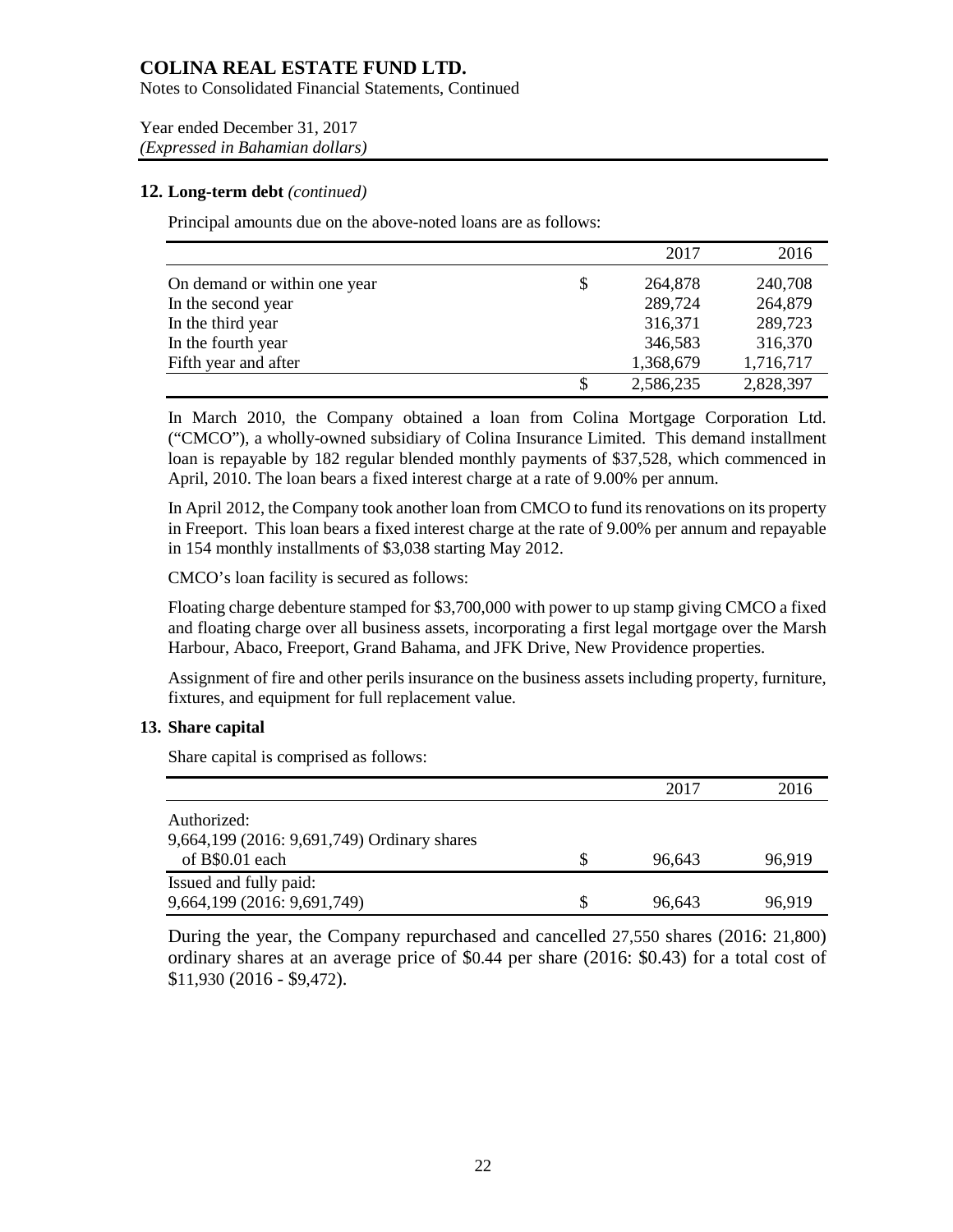**12. Long-term debt** *(continued)*

Principal amounts due on the above-noted loans are as follows:

| | | 2017 | 2016 |
|---|---|---|---|
| On demand or within one year | $ | 264,878 | 240,708 |
| In the second year | | 289,724 | 264,879 |
| In the third year | | 316,371 | 289,723 |
| In the fourth year | | 346,583 | 316,370 |
| Fifth year and after | | 1,368,679 | 1,716,717 |
| | $ | 2,586,235 | 2,828,397 |

In March 2010, the Company obtained a loan from Colina Mortgage Corporation Ltd. ("CMCO"), a wholly-owned subsidiary of Colina Insurance Limited. This demand installment loan is repayable by 182 regular blended monthly payments of $37,528, which commenced in April, 2010. The loan bears a fixed interest charge at a rate of 9.00% per annum.

In April 2012, the Company took another loan from CMCO to fund its renovations on its property in Freeport. This loan bears a fixed interest charge at the rate of 9.00% per annum and repayable in 154 monthly installments of $3,038 starting May 2012.

CMCO's loan facility is secured as follows:

Floating charge debenture stamped for $3,700,000 with power to up stamp giving CMCO a fixed and floating charge over all business assets, incorporating a first legal mortgage over the Marsh Harbour, Abaco, Freeport, Grand Bahama, and JFK Drive, New Providence properties.

Assignment of fire and other perils insurance on the business assets including property, furniture, fixtures, and equipment for full replacement value.

**13. Share capital**

Share capital is comprised as follows:

| | | 2017 | 2016 |
|---|---|---|---|
| Authorized: | | | |
| 9,664,199 (2016: 9,691,749) Ordinary shares of B$0.01 each | $ | 96,643 | 96,919 |
| Issued and fully paid: | | | |
| 9,664,199 (2016: 9,691,749) | $ | 96,643 | 96,919 |

During the year, the Company repurchased and cancelled 27,550 shares (2016: 21,800) ordinary shares at an average price of $0.44 per share (2016: $0.43) for a total cost of $11,930 (2016 - $9,472).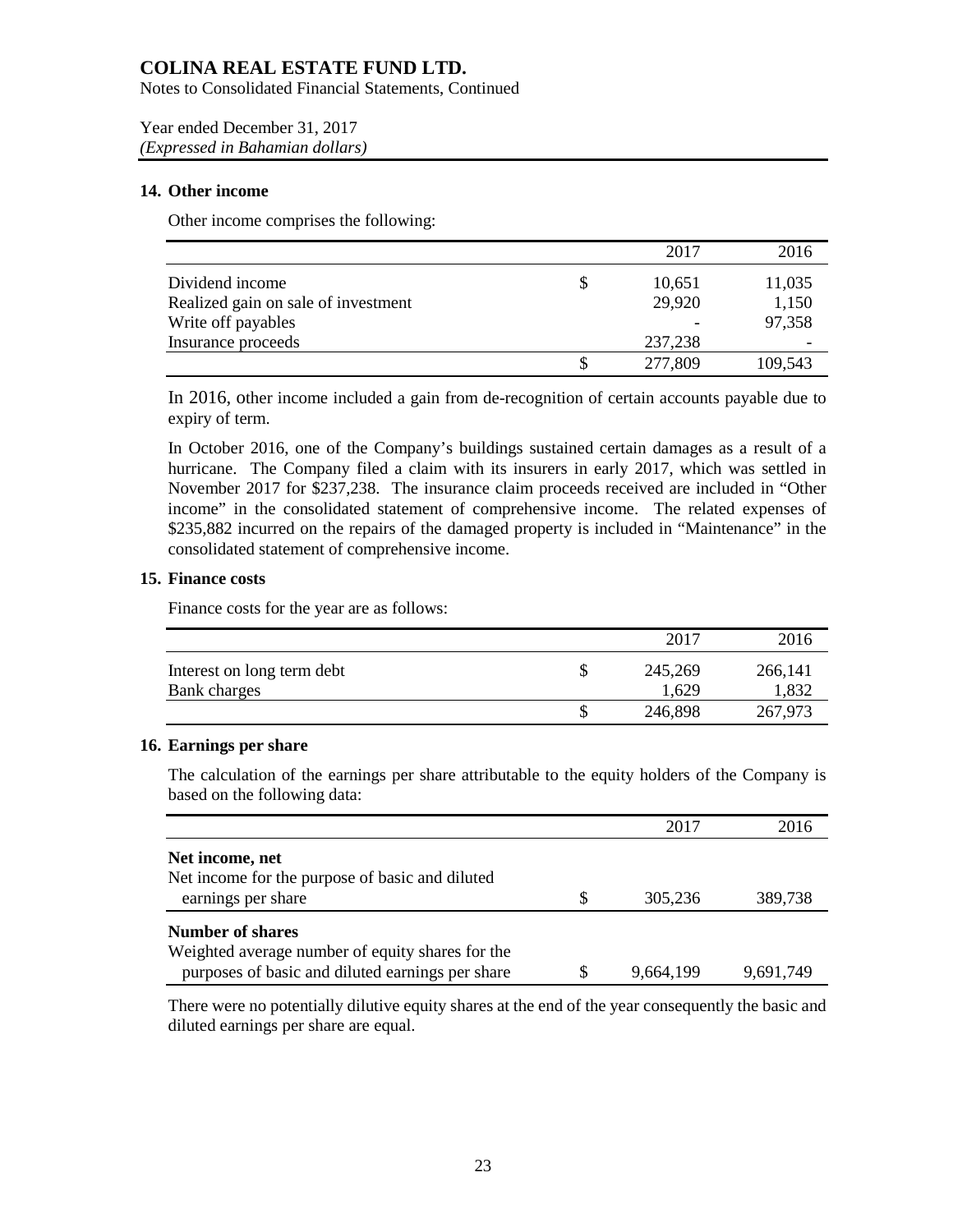# COLINA REAL ESTATE FUND LTD.

Notes to Consolidated Financial Statements, Continued

Year ended December 31, 2017
*(Expressed in Bahamian dollars)*

## 14. Other income

Other income comprises the following:

| | | 2017 | 2016 |
|---|---|---|---|
| Dividend income | $ | 10,651 | 11,035 |
| Realized gain on sale of investment | | 29,920 | 1,150 |
| Write off payables | | - | 97,358 |
| Insurance proceeds | | 237,238 | - |
| | $ | 277,809 | 109,543 |

In 2016, other income included a gain from de-recognition of certain accounts payable due to expiry of term.

In October 2016, one of the Company's buildings sustained certain damages as a result of a hurricane. The Company filed a claim with its insurers in early 2017, which was settled in November 2017 for $237,238. The insurance claim proceeds received are included in "Other income" in the consolidated statement of comprehensive income. The related expenses of $235,882 incurred on the repairs of the damaged property is included in "Maintenance" in the consolidated statement of comprehensive income.

## 15. Finance costs

Finance costs for the year are as follows:

| | | 2017 | 2016 |
|---|---|---|---|
| Interest on long term debt | $ | 245,269 | 266,141 |
| Bank charges | | 1,629 | 1,832 |
| | $ | 246,898 | 267,973 |

## 16. Earnings per share

The calculation of the earnings per share attributable to the equity holders of the Company is based on the following data:

| | | 2017 | 2016 |
|---|---|---|---|
| **Net income, net** | | | |
| Net income for the purpose of basic and diluted earnings per share | $ | 305,236 | 389,738 |
| **Number of shares** | | | |
| Weighted average number of equity shares for the purposes of basic and diluted earnings per share | $ | 9,664,199 | 9,691,749 |

There were no potentially dilutive equity shares at the end of the year consequently the basic and diluted earnings per share are equal.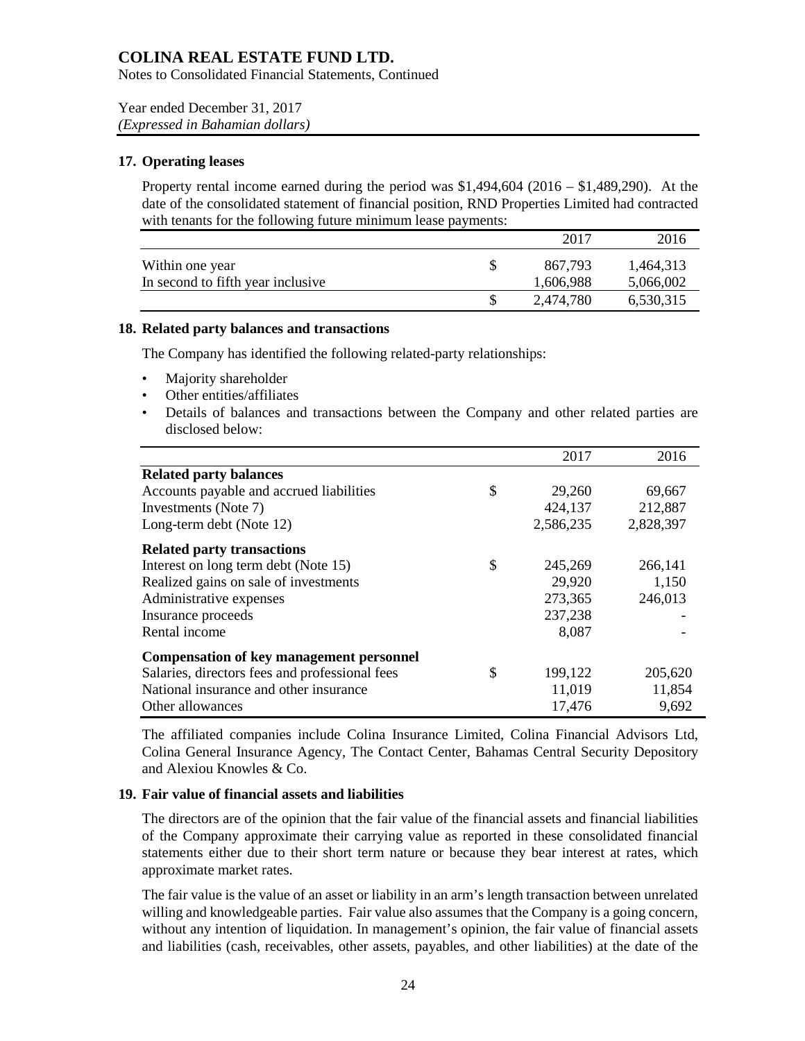## 17. Operating leases

Property rental income earned during the period was $1,494,604 (2016 – $1,489,290). At the date of the consolidated statement of financial position, RND Properties Limited had contracted with tenants for the following future minimum lease payments:

| | | 2017 | 2016 |
|---|---|---|---|
| Within one year | $ | 867,793 | 1,464,313 |
| In second to fifth year inclusive | | 1,606,988 | 5,066,002 |
| | $ | 2,474,780 | 6,530,315 |

## 18. Related party balances and transactions

The Company has identified the following related-party relationships:

- Majority shareholder
- Other entities/affiliates
- Details of balances and transactions between the Company and other related parties are disclosed below:

| | | 2017 | 2016 |
|---|---|---|---|
| **Related party balances** | | | |
| Accounts payable and accrued liabilities | $ | 29,260 | 69,667 |
| Investments (Note 7) | | 424,137 | 212,887 |
| Long-term debt (Note 12) | | 2,586,235 | 2,828,397 |
| **Related party transactions** | | | |
| Interest on long term debt (Note 15) | $ | 245,269 | 266,141 |
| Realized gains on sale of investments | | 29,920 | 1,150 |
| Administrative expenses | | 273,365 | 246,013 |
| Insurance proceeds | | 237,238 | - |
| Rental income | | 8,087 | - |
| **Compensation of key management personnel** | | | |
| Salaries, directors fees and professional fees | $ | 199,122 | 205,620 |
| National insurance and other insurance | | 11,019 | 11,854 |
| Other allowances | | 17,476 | 9,692 |

The affiliated companies include Colina Insurance Limited, Colina Financial Advisors Ltd, Colina General Insurance Agency, The Contact Center, Bahamas Central Security Depository and Alexiou Knowles & Co.

## 19. Fair value of financial assets and liabilities

The directors are of the opinion that the fair value of the financial assets and financial liabilities of the Company approximate their carrying value as reported in these consolidated financial statements either due to their short term nature or because they bear interest at rates, which approximate market rates.

The fair value is the value of an asset or liability in an arm's length transaction between unrelated willing and knowledgeable parties. Fair value also assumes that the Company is a going concern, without any intention of liquidation. In management's opinion, the fair value of financial assets and liabilities (cash, receivables, other assets, payables, and other liabilities) at the date of the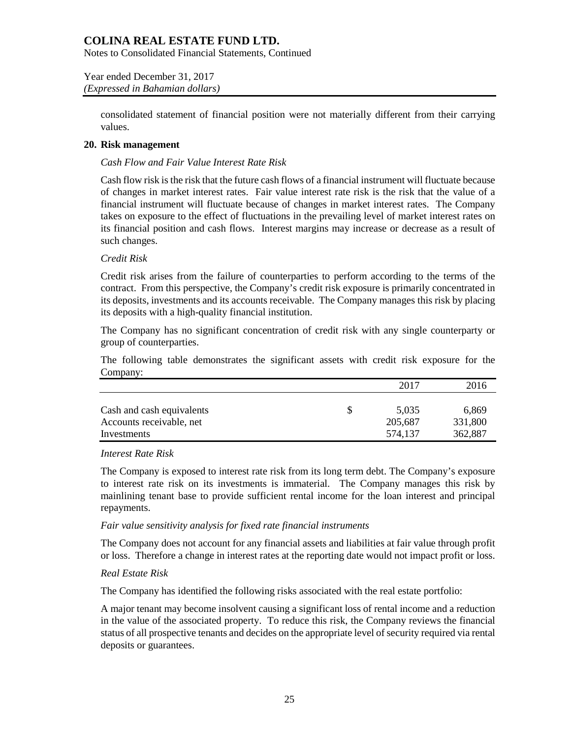consolidated statement of financial position were not materially different from their carrying values.

## 20. Risk management

*Cash Flow and Fair Value Interest Rate Risk*

Cash flow risk is the risk that the future cash flows of a financial instrument will fluctuate because of changes in market interest rates. Fair value interest rate risk is the risk that the value of a financial instrument will fluctuate because of changes in market interest rates. The Company takes on exposure to the effect of fluctuations in the prevailing level of market interest rates on its financial position and cash flows. Interest margins may increase or decrease as a result of such changes.

*Credit Risk*

Credit risk arises from the failure of counterparties to perform according to the terms of the contract. From this perspective, the Company's credit risk exposure is primarily concentrated in its deposits, investments and its accounts receivable. The Company manages this risk by placing its deposits with a high-quality financial institution.

The Company has no significant concentration of credit risk with any single counterparty or group of counterparties.

The following table demonstrates the significant assets with credit risk exposure for the Company:

| | | 2017 | 2016 |
|---|---|---|---|
| Cash and cash equivalents | $ | 5,035 | 6,869 |
| Accounts receivable, net | | 205,687 | 331,800 |
| Investments | | 574,137 | 362,887 |

*Interest Rate Risk*

The Company is exposed to interest rate risk from its long term debt. The Company's exposure to interest rate risk on its investments is immaterial. The Company manages this risk by mainlining tenant base to provide sufficient rental income for the loan interest and principal repayments.

*Fair value sensitivity analysis for fixed rate financial instruments*

The Company does not account for any financial assets and liabilities at fair value through profit or loss. Therefore a change in interest rates at the reporting date would not impact profit or loss.

*Real Estate Risk*

The Company has identified the following risks associated with the real estate portfolio:

A major tenant may become insolvent causing a significant loss of rental income and a reduction in the value of the associated property. To reduce this risk, the Company reviews the financial status of all prospective tenants and decides on the appropriate level of security required via rental deposits or guarantees.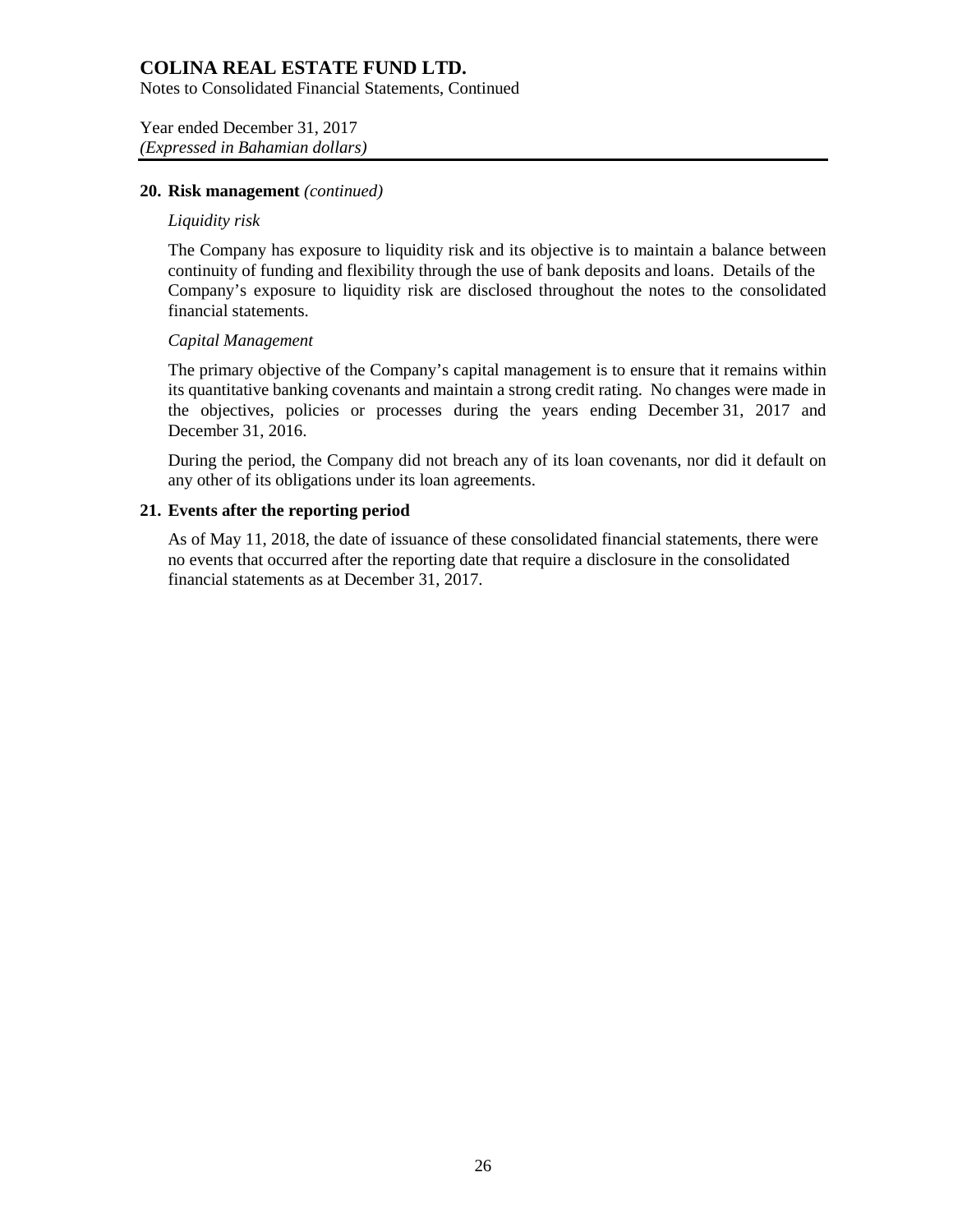## 20. Risk management *(continued)*

*Liquidity risk*

The Company has exposure to liquidity risk and its objective is to maintain a balance between continuity of funding and flexibility through the use of bank deposits and loans. Details of the Company's exposure to liquidity risk are disclosed throughout the notes to the consolidated financial statements.

*Capital Management*

The primary objective of the Company's capital management is to ensure that it remains within its quantitative banking covenants and maintain a strong credit rating. No changes were made in the objectives, policies or processes during the years ending December 31, 2017 and December 31, 2016.

During the period, the Company did not breach any of its loan covenants, nor did it default on any other of its obligations under its loan agreements.

## 21. Events after the reporting period

As of May 11, 2018, the date of issuance of these consolidated financial statements, there were no events that occurred after the reporting date that require a disclosure in the consolidated financial statements as at December 31, 2017.